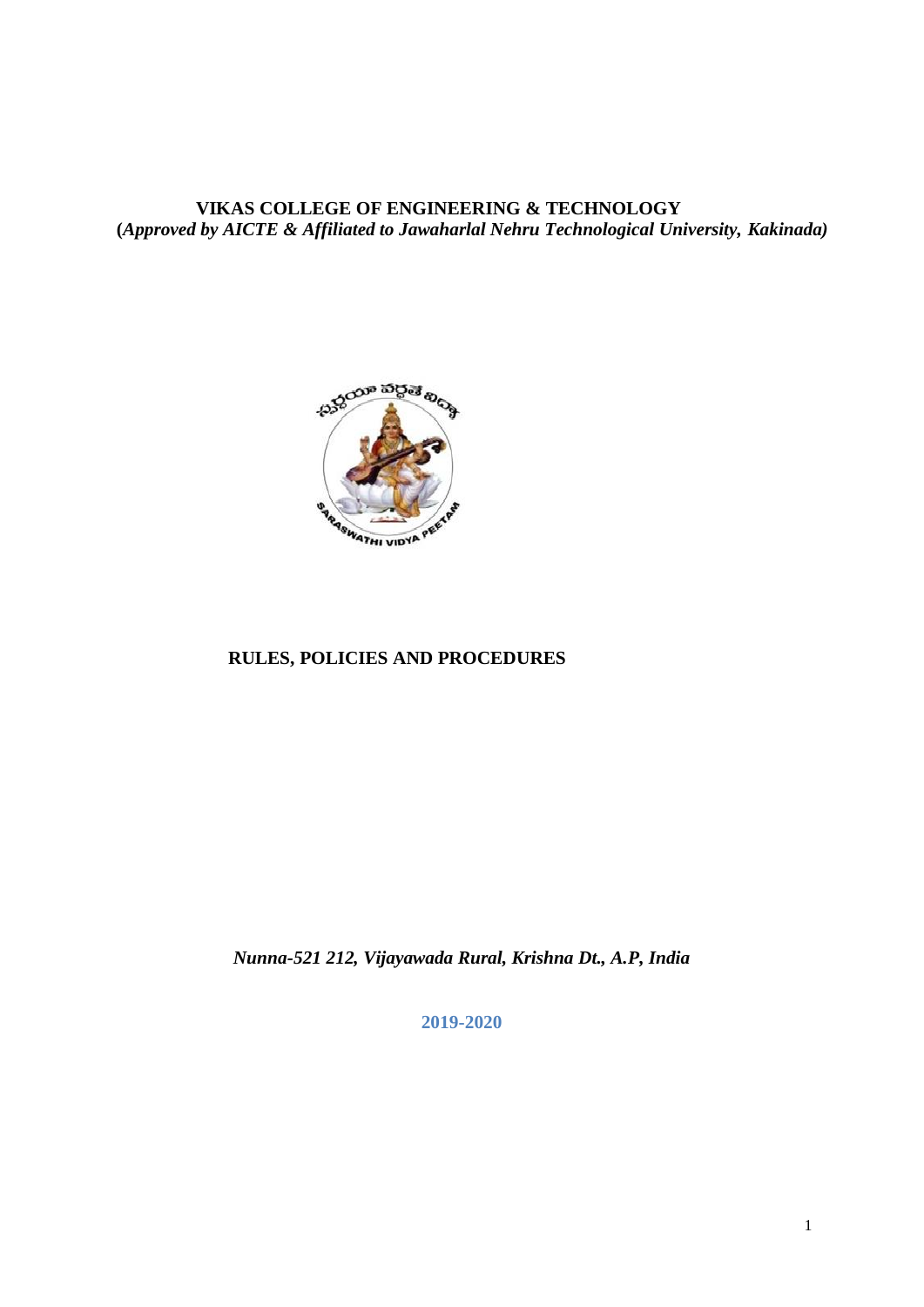# VIKAS COLLEGE OF ENGINEERING & TECHNOLOGY

**(*Approved by AICTE & Affiliated to Jawaharlal Nehru Technological University, Kakinada*)**

## RULES, POLICIES AND PROCEDURES

***Nunna-521 212, Vijayawada Rural, Krishna Dt., A.P, India***

**2019-2020**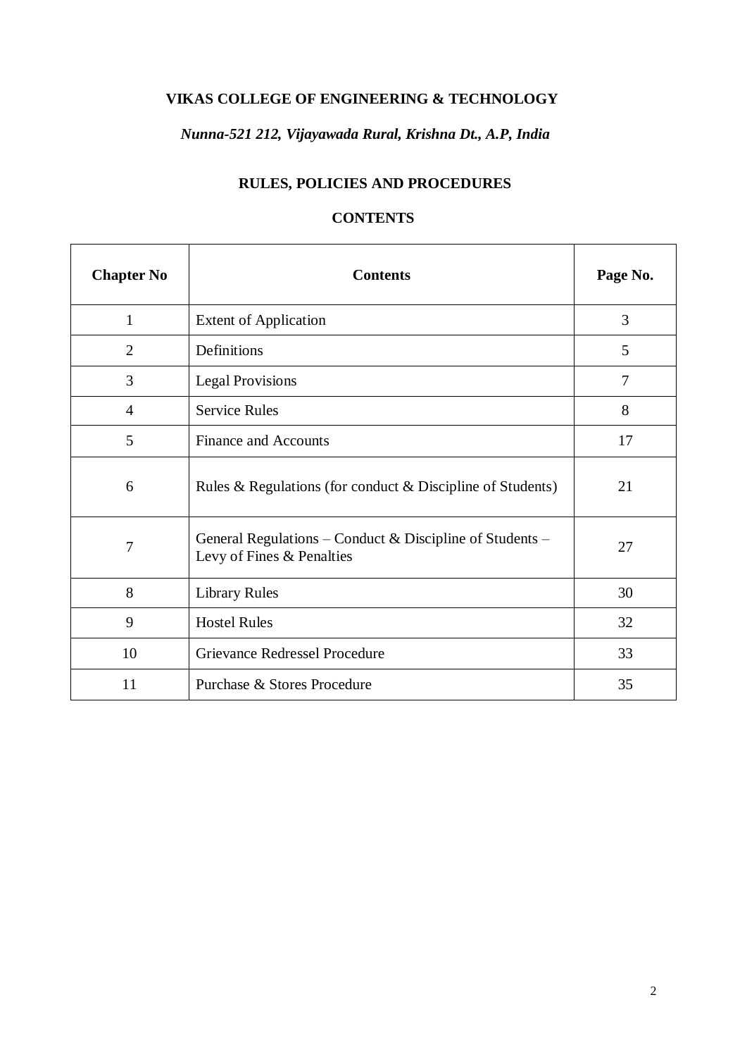**VIKAS COLLEGE OF ENGINEERING & TECHNOLOGY**

***Nunna-521 212, Vijayawada Rural, Krishna Dt., A.P, India***

**RULES, POLICIES AND PROCEDURES**

**CONTENTS**

| **Chapter No** | **Contents** | **Page No.** |
|---|---|---|
| 1 | Extent of Application | 3 |
| 2 | Definitions | 5 |
| 3 | Legal Provisions | 7 |
| 4 | Service Rules | 8 |
| 5 | Finance and Accounts | 17 |
| 6 | Rules & Regulations (for conduct & Discipline of Students) | 21 |
| 7 | General Regulations – Conduct & Discipline of Students – Levy of Fines & Penalties | 27 |
| 8 | Library Rules | 30 |
| 9 | Hostel Rules | 32 |
| 10 | Grievance Redressel Procedure | 33 |
| 11 | Purchase & Stores Procedure | 35 |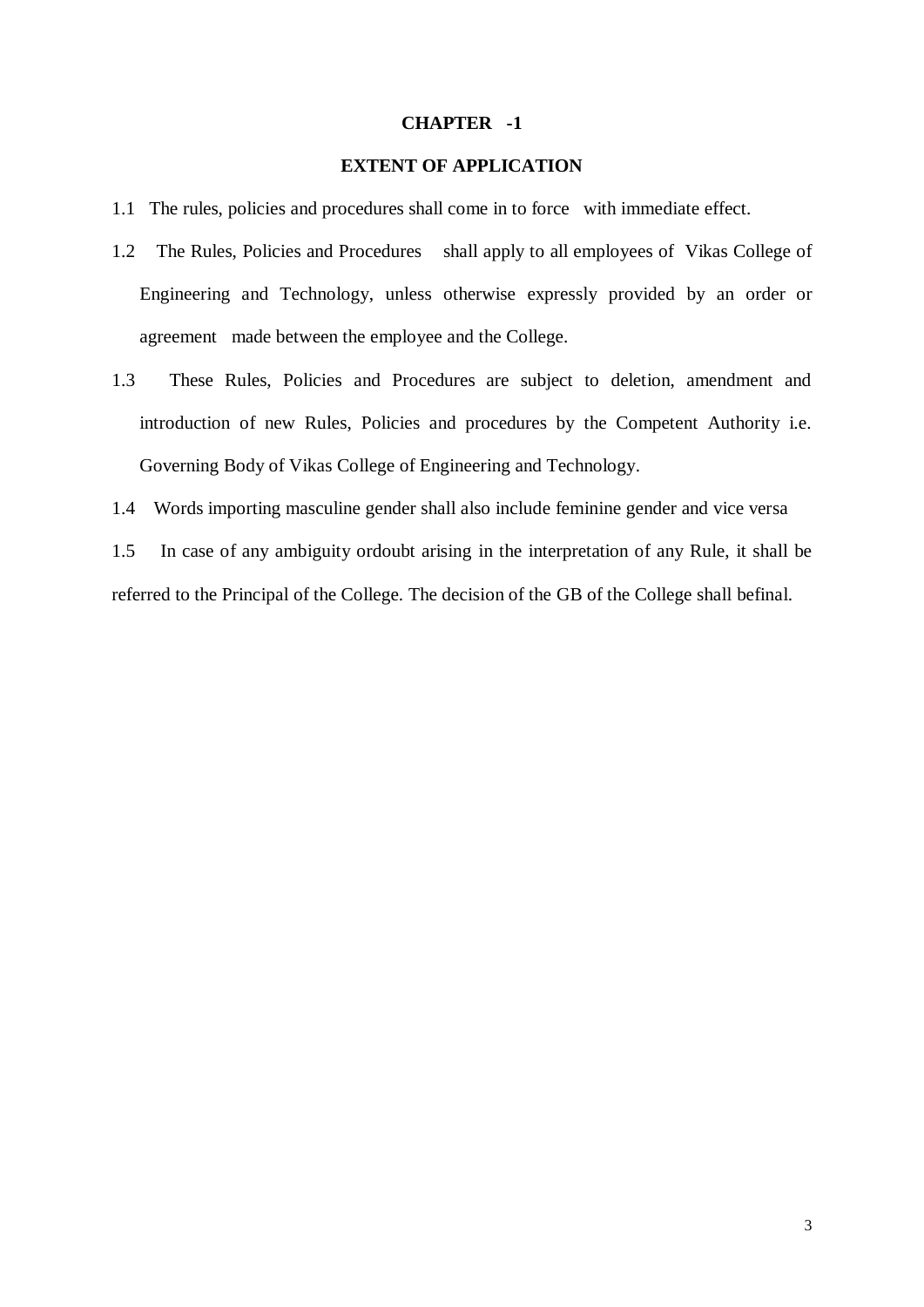# CHAPTER -1

## EXTENT OF APPLICATION

1.1 The rules, policies and procedures shall come in to force with immediate effect.

1.2 The Rules, Policies and Procedures shall apply to all employees of Vikas College of Engineering and Technology, unless otherwise expressly provided by an order or agreement made between the employee and the College.

1.3 These Rules, Policies and Procedures are subject to deletion, amendment and introduction of new Rules, Policies and procedures by the Competent Authority i.e. Governing Body of Vikas College of Engineering and Technology.

1.4 Words importing masculine gender shall also include feminine gender and vice versa

1.5 In case of any ambiguity ordoubt arising in the interpretation of any Rule, it shall be referred to the Principal of the College. The decision of the GB of the College shall befinal.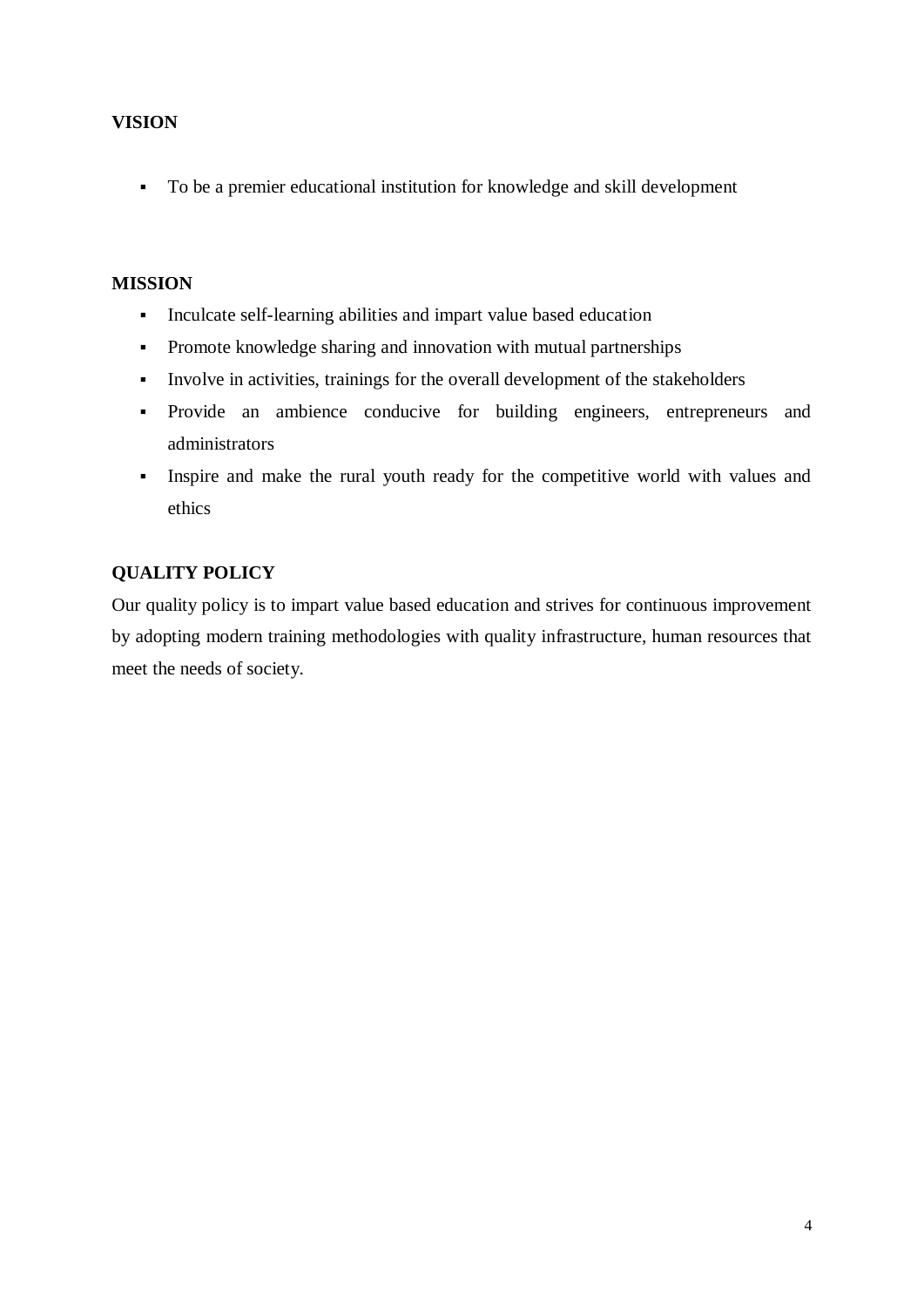## VISION

- To be a premier educational institution for knowledge and skill development

## MISSION

- Inculcate self-learning abilities and impart value based education
- Promote knowledge sharing and innovation with mutual partnerships
- Involve in activities, trainings for the overall development of the stakeholders
- Provide an ambience conducive for building engineers, entrepreneurs and administrators
- Inspire and make the rural youth ready for the competitive world with values and ethics

## QUALITY POLICY

Our quality policy is to impart value based education and strives for continuous improvement by adopting modern training methodologies with quality infrastructure, human resources that meet the needs of society.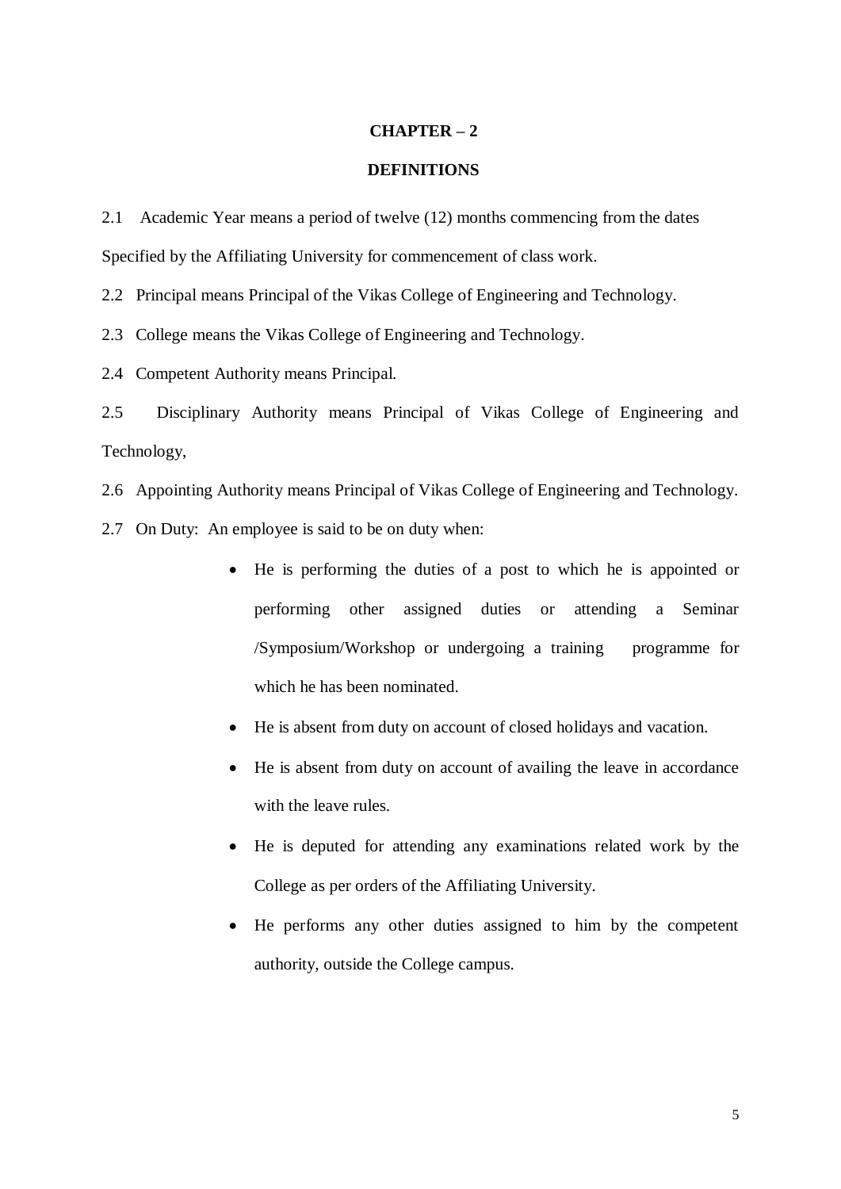# CHAPTER – 2

## DEFINITIONS

2.1 Academic Year means a period of twelve (12) months commencing from the dates Specified by the Affiliating University for commencement of class work.

2.2 Principal means Principal of the Vikas College of Engineering and Technology.

2.3 College means the Vikas College of Engineering and Technology.

2.4 Competent Authority means Principal.

2.5 Disciplinary Authority means Principal of Vikas College of Engineering and Technology,

2.6 Appointing Authority means Principal of Vikas College of Engineering and Technology.

2.7 On Duty: An employee is said to be on duty when:

- He is performing the duties of a post to which he is appointed or performing other assigned duties or attending a Seminar /Symposium/Workshop or undergoing a training programme for which he has been nominated.
- He is absent from duty on account of closed holidays and vacation.
- He is absent from duty on account of availing the leave in accordance with the leave rules.
- He is deputed for attending any examinations related work by the College as per orders of the Affiliating University.
- He performs any other duties assigned to him by the competent authority, outside the College campus.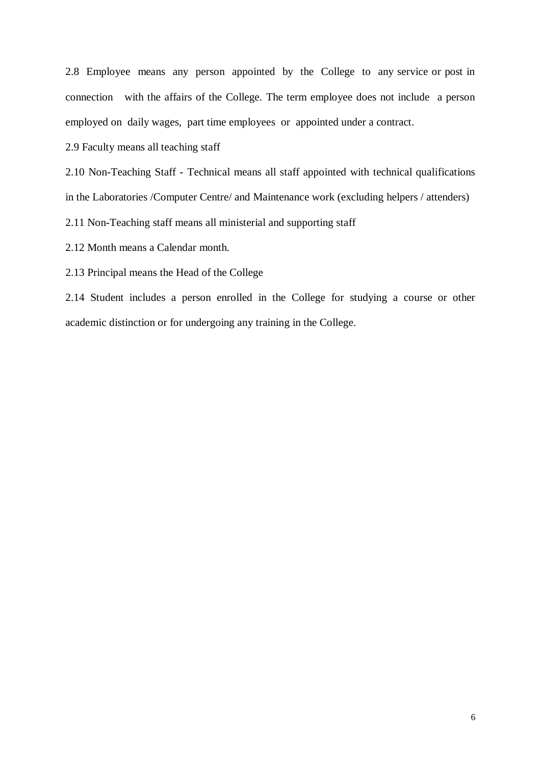2.8 Employee means any person appointed by the College to any service or post in connection with the affairs of the College. The term employee does not include a person employed on daily wages, part time employees or appointed under a contract.

2.9 Faculty means all teaching staff

2.10 Non-Teaching Staff - Technical means all staff appointed with technical qualifications in the Laboratories /Computer Centre/ and Maintenance work (excluding helpers / attenders)

2.11 Non-Teaching staff means all ministerial and supporting staff

2.12 Month means a Calendar month.

2.13 Principal means the Head of the College

2.14 Student includes a person enrolled in the College for studying a course or other academic distinction or for undergoing any training in the College.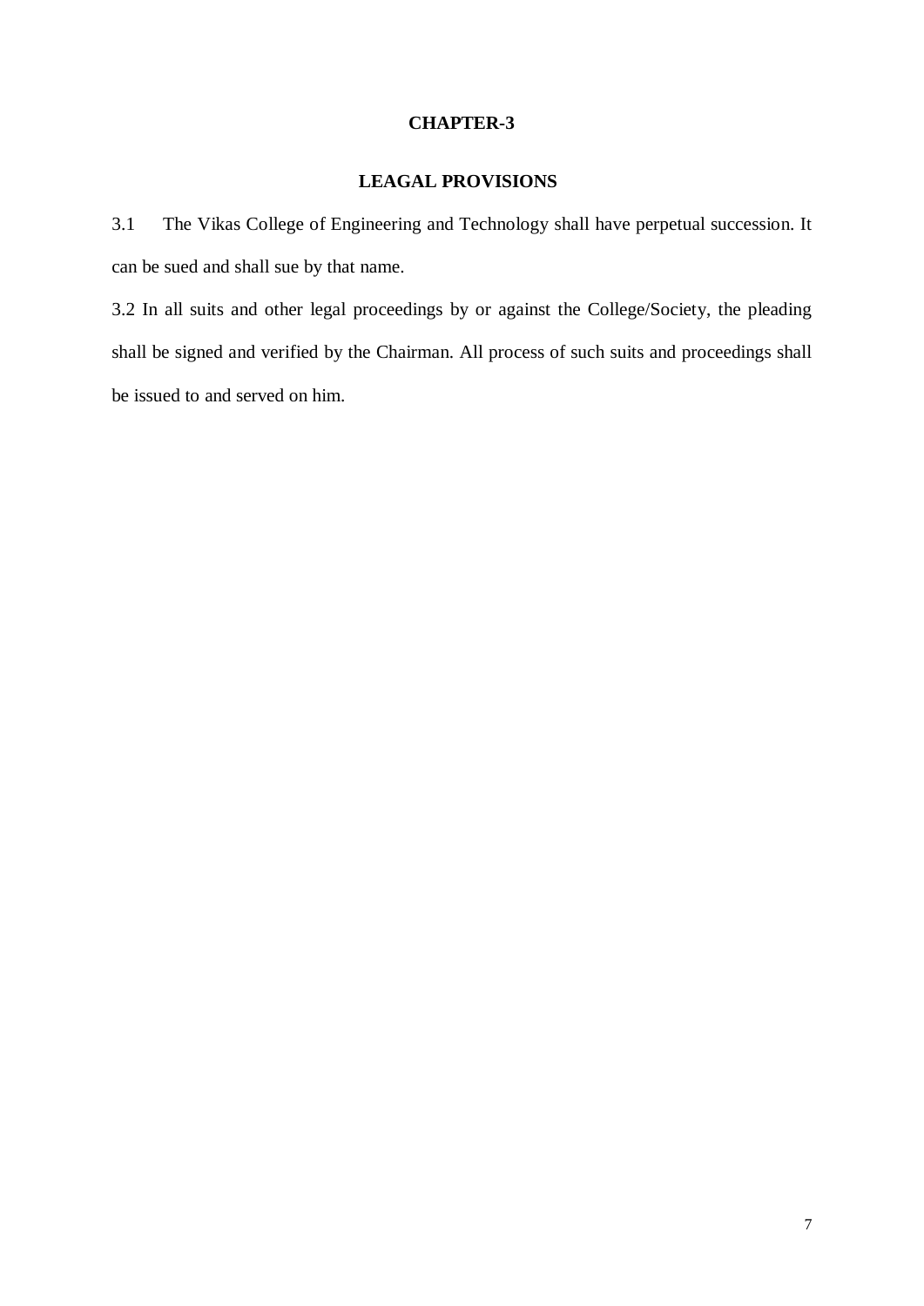## CHAPTER-3

## LEAGAL PROVISIONS

3.1 The Vikas College of Engineering and Technology shall have perpetual succession. It can be sued and shall sue by that name.

3.2 In all suits and other legal proceedings by or against the College/Society, the pleading shall be signed and verified by the Chairman. All process of such suits and proceedings shall be issued to and served on him.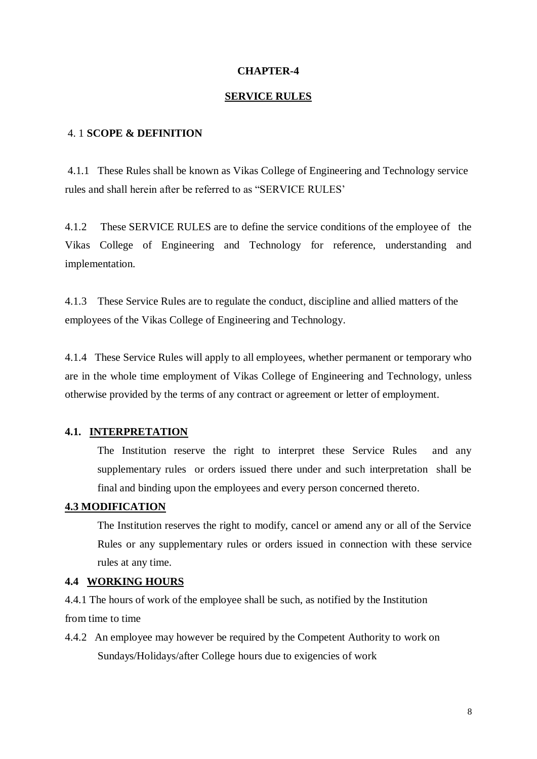# CHAPTER-4

## SERVICE RULES

### 4. 1 SCOPE & DEFINITION

4.1.1 These Rules shall be known as Vikas College of Engineering and Technology service rules and shall herein after be referred to as “SERVICE RULES’

4.1.2 These SERVICE RULES are to define the service conditions of the employee of the Vikas College of Engineering and Technology for reference, understanding and implementation.

4.1.3 These Service Rules are to regulate the conduct, discipline and allied matters of the employees of the Vikas College of Engineering and Technology.

4.1.4 These Service Rules will apply to all employees, whether permanent or temporary who are in the whole time employment of Vikas College of Engineering and Technology, unless otherwise provided by the terms of any contract or agreement or letter of employment.

### 4.1. INTERPRETATION

The Institution reserve the right to interpret these Service Rules and any supplementary rules or orders issued there under and such interpretation shall be final and binding upon the employees and every person concerned thereto.

### 4.3 MODIFICATION

The Institution reserves the right to modify, cancel or amend any or all of the Service Rules or any supplementary rules or orders issued in connection with these service rules at any time.

### 4.4 WORKING HOURS

4.4.1 The hours of work of the employee shall be such, as notified by the Institution from time to time

4.4.2 An employee may however be required by the Competent Authority to work on Sundays/Holidays/after College hours due to exigencies of work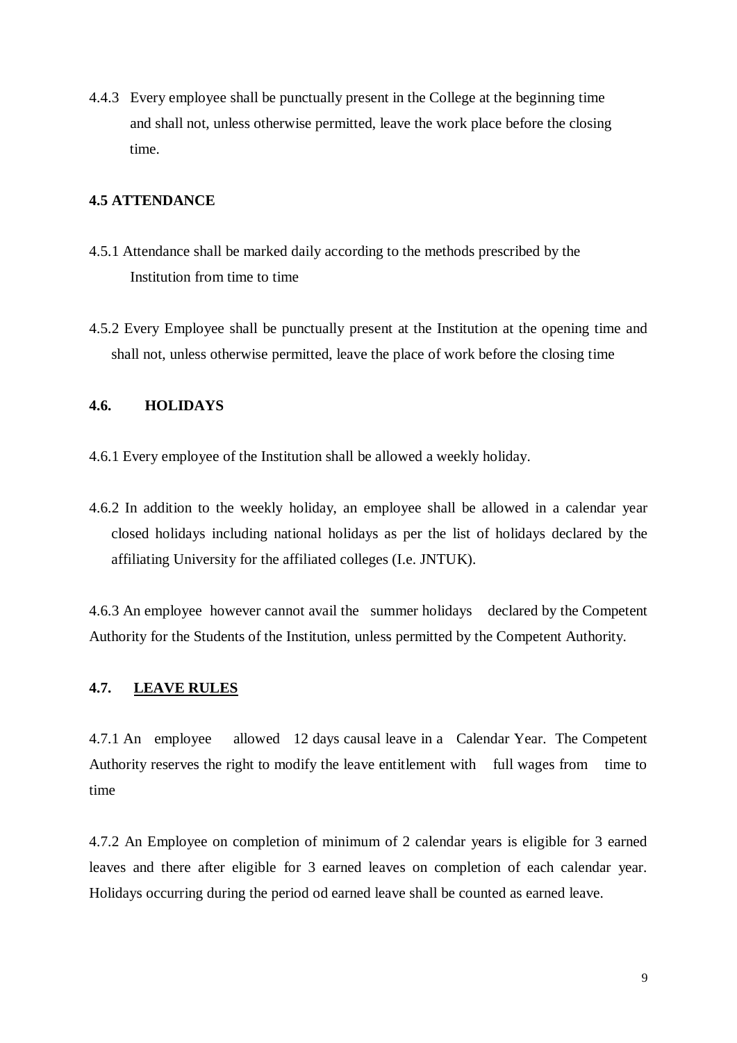4.4.3 Every employee shall be punctually present in the College at the beginning time and shall not, unless otherwise permitted, leave the work place before the closing time.

**4.5 ATTENDANCE**

4.5.1 Attendance shall be marked daily according to the methods prescribed by the Institution from time to time

4.5.2 Every Employee shall be punctually present at the Institution at the opening time and shall not, unless otherwise permitted, leave the place of work before the closing time

**4.6. HOLIDAYS**

4.6.1 Every employee of the Institution shall be allowed a weekly holiday.

4.6.2 In addition to the weekly holiday, an employee shall be allowed in a calendar year closed holidays including national holidays as per the list of holidays declared by the affiliating University for the affiliated colleges (I.e. JNTUK).

4.6.3 An employee however cannot avail the summer holidays declared by the Competent Authority for the Students of the Institution, unless permitted by the Competent Authority.

**4.7. <u>LEAVE RULES</u>**

4.7.1 An employee allowed 12 days causal leave in a Calendar Year. The Competent Authority reserves the right to modify the leave entitlement with full wages from time to time

4.7.2 An Employee on completion of minimum of 2 calendar years is eligible for 3 earned leaves and there after eligible for 3 earned leaves on completion of each calendar year. Holidays occurring during the period od earned leave shall be counted as earned leave.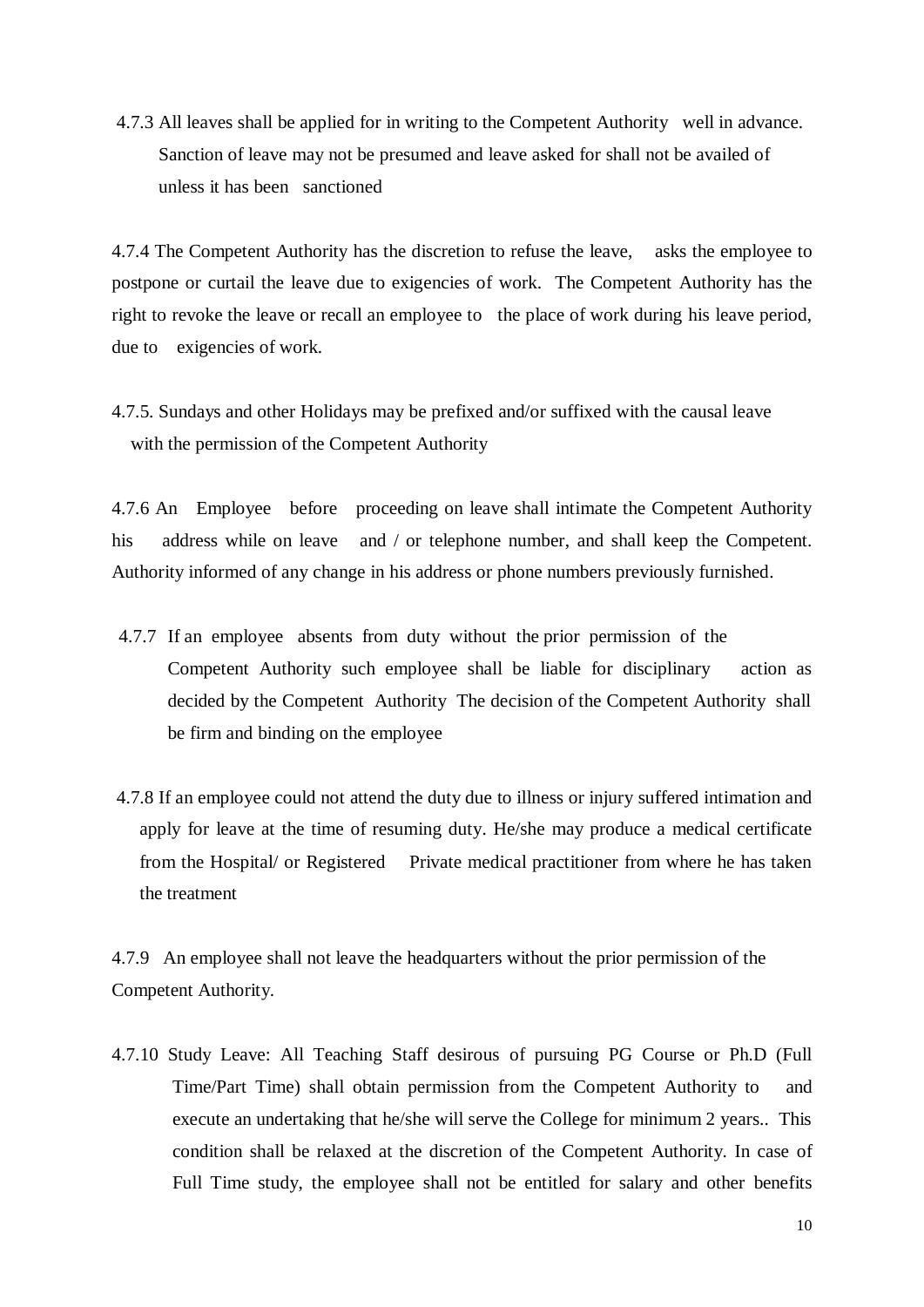4.7.3 All leaves shall be applied for in writing to the Competent Authority well in advance. Sanction of leave may not be presumed and leave asked for shall not be availed of unless it has been sanctioned

4.7.4 The Competent Authority has the discretion to refuse the leave, asks the employee to postpone or curtail the leave due to exigencies of work. The Competent Authority has the right to revoke the leave or recall an employee to the place of work during his leave period, due to exigencies of work.

4.7.5. Sundays and other Holidays may be prefixed and/or suffixed with the causal leave with the permission of the Competent Authority

4.7.6 An Employee before proceeding on leave shall intimate the Competent Authority his address while on leave and / or telephone number, and shall keep the Competent. Authority informed of any change in his address or phone numbers previously furnished.

4.7.7 If an employee absents from duty without the prior permission of the Competent Authority such employee shall be liable for disciplinary action as decided by the Competent Authority The decision of the Competent Authority shall be firm and binding on the employee

4.7.8 If an employee could not attend the duty due to illness or injury suffered intimation and apply for leave at the time of resuming duty. He/she may produce a medical certificate from the Hospital/ or Registered Private medical practitioner from where he has taken the treatment

4.7.9 An employee shall not leave the headquarters without the prior permission of the Competent Authority.

4.7.10 Study Leave: All Teaching Staff desirous of pursuing PG Course or Ph.D (Full Time/Part Time) shall obtain permission from the Competent Authority to and execute an undertaking that he/she will serve the College for minimum 2 years.. This condition shall be relaxed at the discretion of the Competent Authority. In case of Full Time study, the employee shall not be entitled for salary and other benefits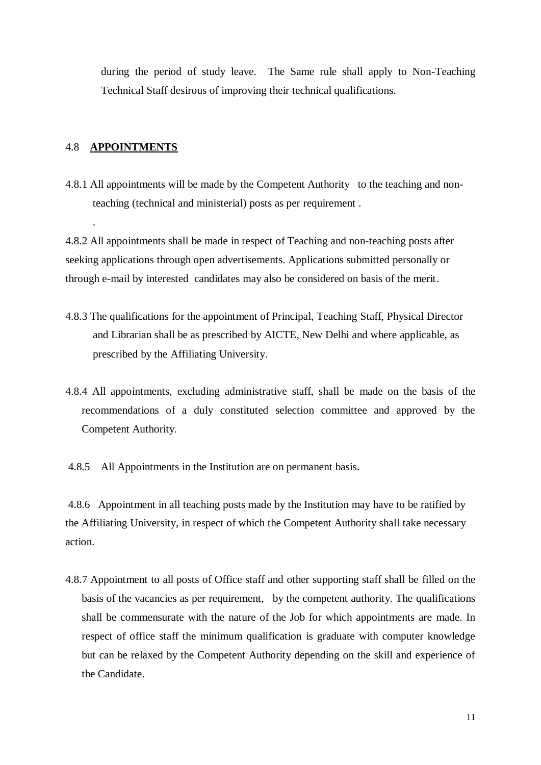during the period of study leave. The Same rule shall apply to Non-Teaching Technical Staff desirous of improving their technical qualifications.

## 4.8 **APPOINTMENTS**

4.8.1 All appointments will be made by the Competent Authority to the teaching and non-teaching (technical and ministerial) posts as per requirement .

.

4.8.2 All appointments shall be made in respect of Teaching and non-teaching posts after seeking applications through open advertisements. Applications submitted personally or through e-mail by interested candidates may also be considered on basis of the merit.

4.8.3 The qualifications for the appointment of Principal, Teaching Staff, Physical Director and Librarian shall be as prescribed by AICTE, New Delhi and where applicable, as prescribed by the Affiliating University.

4.8.4 All appointments, excluding administrative staff, shall be made on the basis of the recommendations of a duly constituted selection committee and approved by the Competent Authority.

4.8.5 All Appointments in the Institution are on permanent basis.

4.8.6 Appointment in all teaching posts made by the Institution may have to be ratified by the Affiliating University, in respect of which the Competent Authority shall take necessary action.

4.8.7 Appointment to all posts of Office staff and other supporting staff shall be filled on the basis of the vacancies as per requirement, by the competent authority. The qualifications shall be commensurate with the nature of the Job for which appointments are made. In respect of office staff the minimum qualification is graduate with computer knowledge but can be relaxed by the Competent Authority depending on the skill and experience of the Candidate.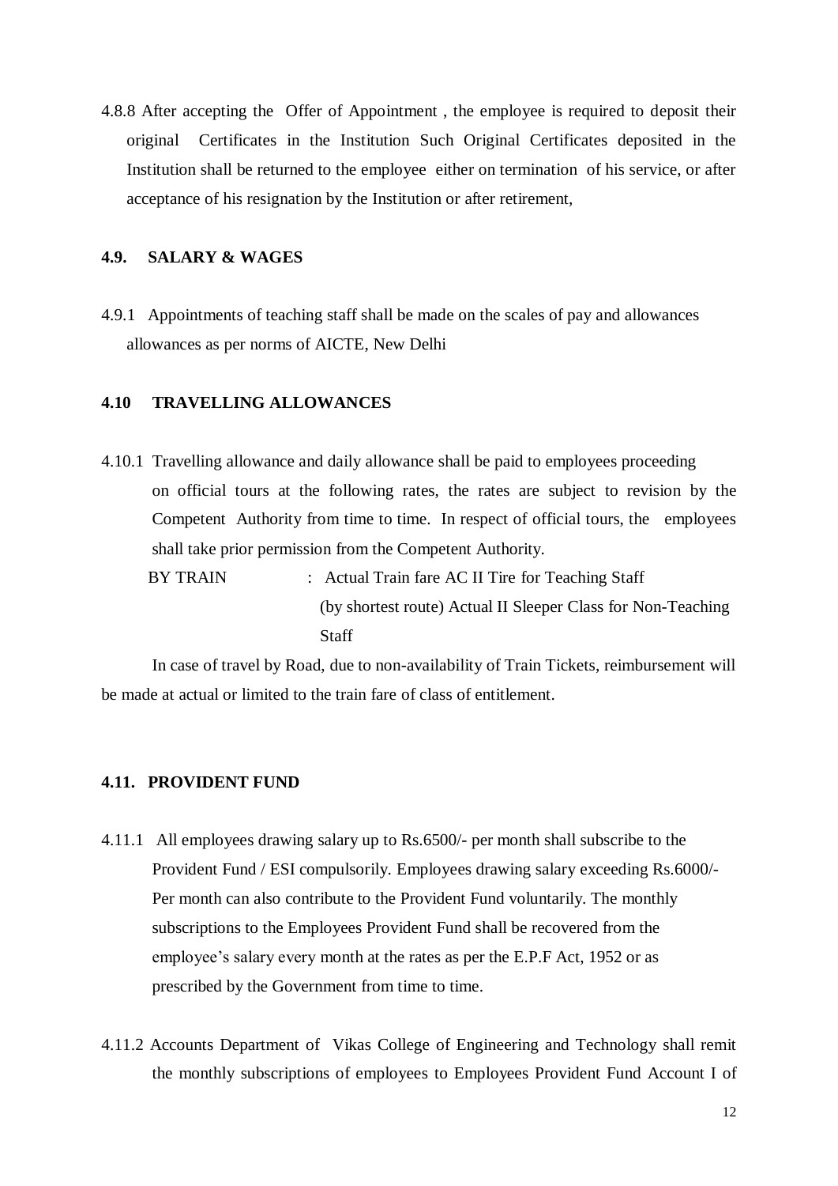4.8.8 After accepting the Offer of Appointment , the employee is required to deposit their original Certificates in the Institution Such Original Certificates deposited in the Institution shall be returned to the employee either on termination of his service, or after acceptance of his resignation by the Institution or after retirement,

## 4.9. SALARY & WAGES

4.9.1 Appointments of teaching staff shall be made on the scales of pay and allowances allowances as per norms of AICTE, New Delhi

## 4.10 TRAVELLING ALLOWANCES

4.10.1 Travelling allowance and daily allowance shall be paid to employees proceeding on official tours at the following rates, the rates are subject to revision by the Competent Authority from time to time. In respect of official tours, the employees shall take prior permission from the Competent Authority.

BY TRAIN : Actual Train fare AC II Tire for Teaching Staff (by shortest route) Actual II Sleeper Class for Non-Teaching Staff

In case of travel by Road, due to non-availability of Train Tickets, reimbursement will be made at actual or limited to the train fare of class of entitlement.

## 4.11. PROVIDENT FUND

4.11.1 All employees drawing salary up to Rs.6500/- per month shall subscribe to the Provident Fund / ESI compulsorily. Employees drawing salary exceeding Rs.6000/- Per month can also contribute to the Provident Fund voluntarily. The monthly subscriptions to the Employees Provident Fund shall be recovered from the employee's salary every month at the rates as per the E.P.F Act, 1952 or as prescribed by the Government from time to time.

4.11.2 Accounts Department of Vikas College of Engineering and Technology shall remit the monthly subscriptions of employees to Employees Provident Fund Account I of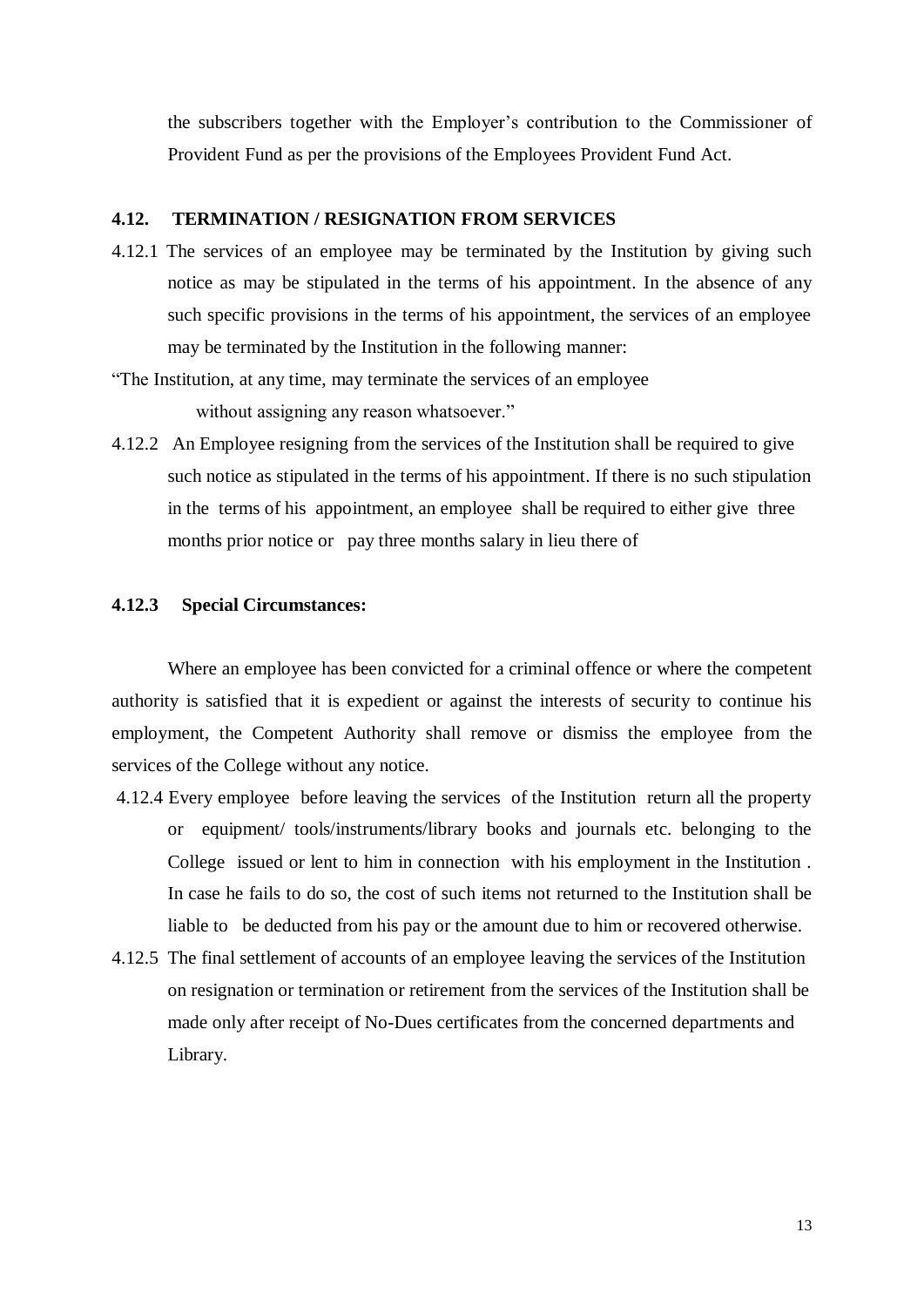the subscribers together with the Employer's contribution to the Commissioner of Provident Fund as per the provisions of the Employees Provident Fund Act.

## 4.12. TERMINATION / RESIGNATION FROM SERVICES

4.12.1 The services of an employee may be terminated by the Institution by giving such notice as may be stipulated in the terms of his appointment. In the absence of any such specific provisions in the terms of his appointment, the services of an employee may be terminated by the Institution in the following manner:

"The Institution, at any time, may terminate the services of an employee without assigning any reason whatsoever."

4.12.2 An Employee resigning from the services of the Institution shall be required to give such notice as stipulated in the terms of his appointment. If there is no such stipulation in the terms of his appointment, an employee shall be required to either give three months prior notice or pay three months salary in lieu there of

### 4.12.3 Special Circumstances:

Where an employee has been convicted for a criminal offence or where the competent authority is satisfied that it is expedient or against the interests of security to continue his employment, the Competent Authority shall remove or dismiss the employee from the services of the College without any notice.

4.12.4 Every employee before leaving the services of the Institution return all the property or equipment/ tools/instruments/library books and journals etc. belonging to the College issued or lent to him in connection with his employment in the Institution . In case he fails to do so, the cost of such items not returned to the Institution shall be liable to be deducted from his pay or the amount due to him or recovered otherwise.

4.12.5 The final settlement of accounts of an employee leaving the services of the Institution on resignation or termination or retirement from the services of the Institution shall be made only after receipt of No-Dues certificates from the concerned departments and Library.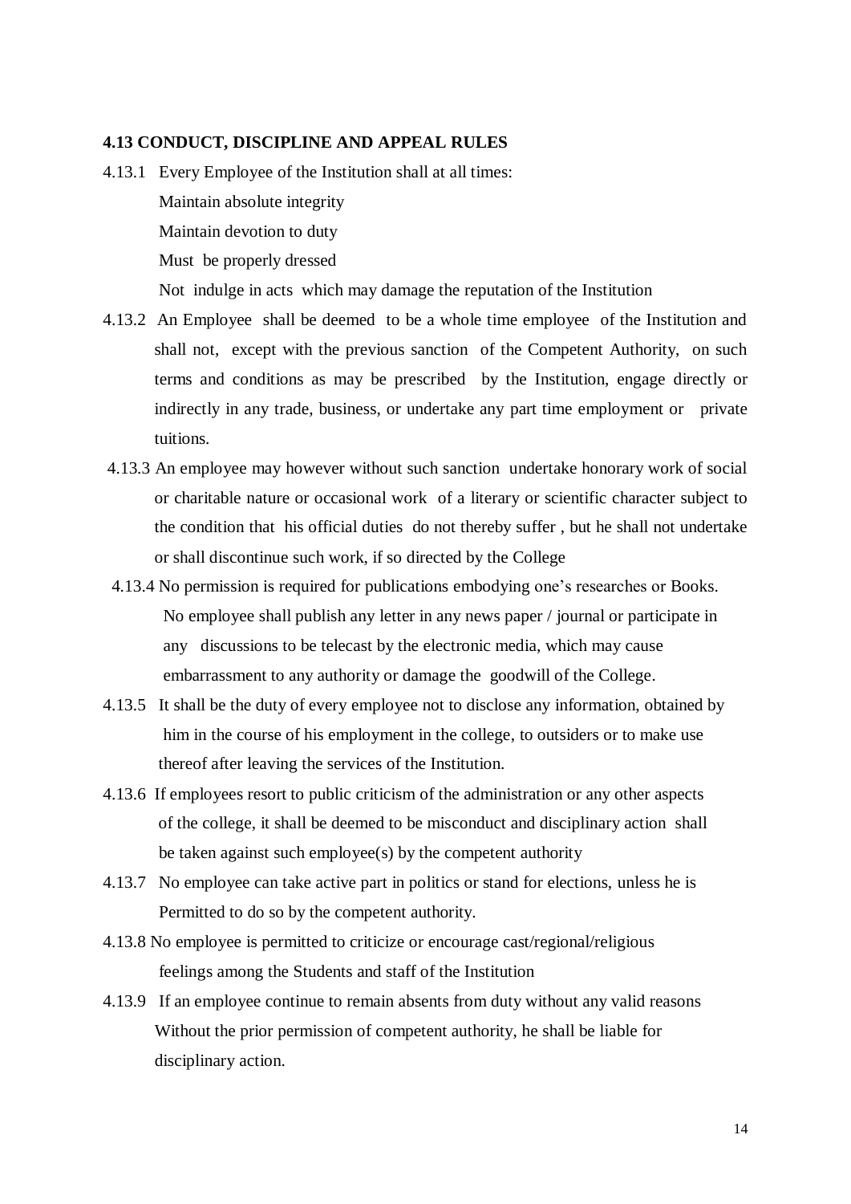**4.13 CONDUCT, DISCIPLINE AND APPEAL RULES**

4.13.1 Every Employee of the Institution shall at all times:

Maintain absolute integrity

Maintain devotion to duty

Must be properly dressed

Not indulge in acts which may damage the reputation of the Institution

4.13.2 An Employee shall be deemed to be a whole time employee of the Institution and shall not, except with the previous sanction of the Competent Authority, on such terms and conditions as may be prescribed by the Institution, engage directly or indirectly in any trade, business, or undertake any part time employment or private tuitions.

4.13.3 An employee may however without such sanction undertake honorary work of social or charitable nature or occasional work of a literary or scientific character subject to the condition that his official duties do not thereby suffer , but he shall not undertake or shall discontinue such work, if so directed by the College

4.13.4 No permission is required for publications embodying one's researches or Books. No employee shall publish any letter in any news paper / journal or participate in any discussions to be telecast by the electronic media, which may cause embarrassment to any authority or damage the goodwill of the College.

4.13.5 It shall be the duty of every employee not to disclose any information, obtained by him in the course of his employment in the college, to outsiders or to make use thereof after leaving the services of the Institution.

4.13.6 If employees resort to public criticism of the administration or any other aspects of the college, it shall be deemed to be misconduct and disciplinary action shall be taken against such employee(s) by the competent authority

4.13.7 No employee can take active part in politics or stand for elections, unless he is Permitted to do so by the competent authority.

4.13.8 No employee is permitted to criticize or encourage cast/regional/religious feelings among the Students and staff of the Institution

4.13.9 If an employee continue to remain absents from duty without any valid reasons Without the prior permission of competent authority, he shall be liable for disciplinary action.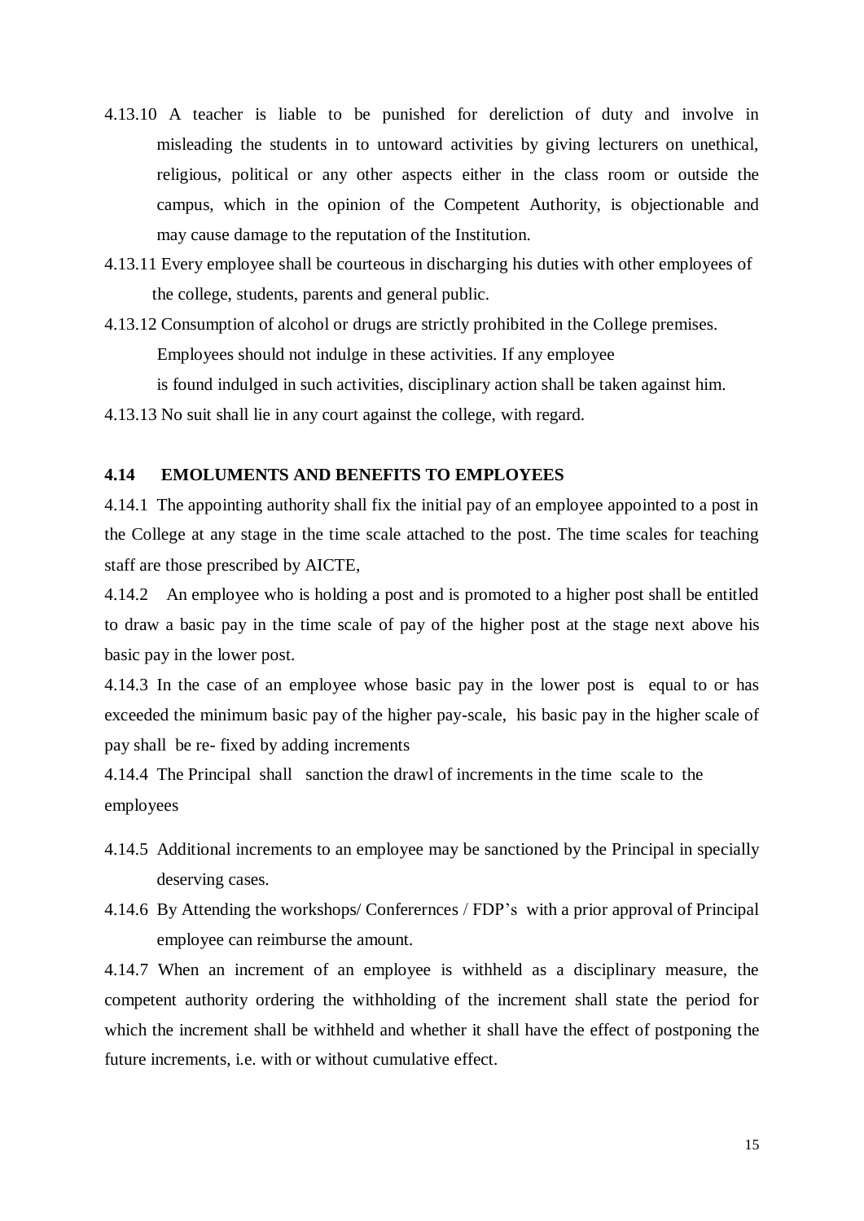4.13.10 A teacher is liable to be punished for dereliction of duty and involve in misleading the students in to untoward activities by giving lecturers on unethical, religious, political or any other aspects either in the class room or outside the campus, which in the opinion of the Competent Authority, is objectionable and may cause damage to the reputation of the Institution.

4.13.11 Every employee shall be courteous in discharging his duties with other employees of the college, students, parents and general public.

4.13.12 Consumption of alcohol or drugs are strictly prohibited in the College premises. Employees should not indulge in these activities. If any employee is found indulged in such activities, disciplinary action shall be taken against him.

4.13.13 No suit shall lie in any court against the college, with regard.

**4.14 EMOLUMENTS AND BENEFITS TO EMPLOYEES**

4.14.1 The appointing authority shall fix the initial pay of an employee appointed to a post in the College at any stage in the time scale attached to the post. The time scales for teaching staff are those prescribed by AICTE,

4.14.2 An employee who is holding a post and is promoted to a higher post shall be entitled to draw a basic pay in the time scale of pay of the higher post at the stage next above his basic pay in the lower post.

4.14.3 In the case of an employee whose basic pay in the lower post is equal to or has exceeded the minimum basic pay of the higher pay-scale, his basic pay in the higher scale of pay shall be re- fixed by adding increments

4.14.4 The Principal shall sanction the drawl of increments in the time scale to the employees

4.14.5 Additional increments to an employee may be sanctioned by the Principal in specially deserving cases.

4.14.6 By Attending the workshops/ Confererences / FDP's with a prior approval of Principal employee can reimburse the amount.

4.14.7 When an increment of an employee is withheld as a disciplinary measure, the competent authority ordering the withholding of the increment shall state the period for which the increment shall be withheld and whether it shall have the effect of postponing the future increments, i.e. with or without cumulative effect.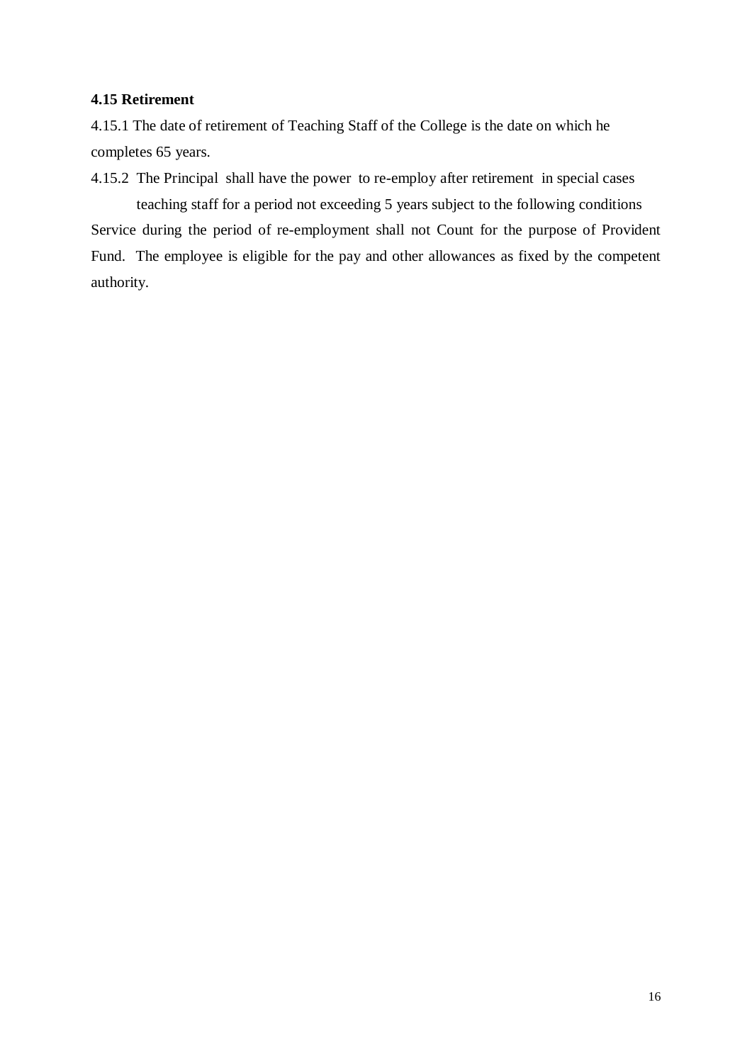**4.15 Retirement**

4.15.1 The date of retirement of Teaching Staff of the College is the date on which he completes 65 years.

4.15.2 The Principal shall have the power to re-employ after retirement in special cases teaching staff for a period not exceeding 5 years subject to the following conditions

Service during the period of re-employment shall not Count for the purpose of Provident Fund. The employee is eligible for the pay and other allowances as fixed by the competent authority.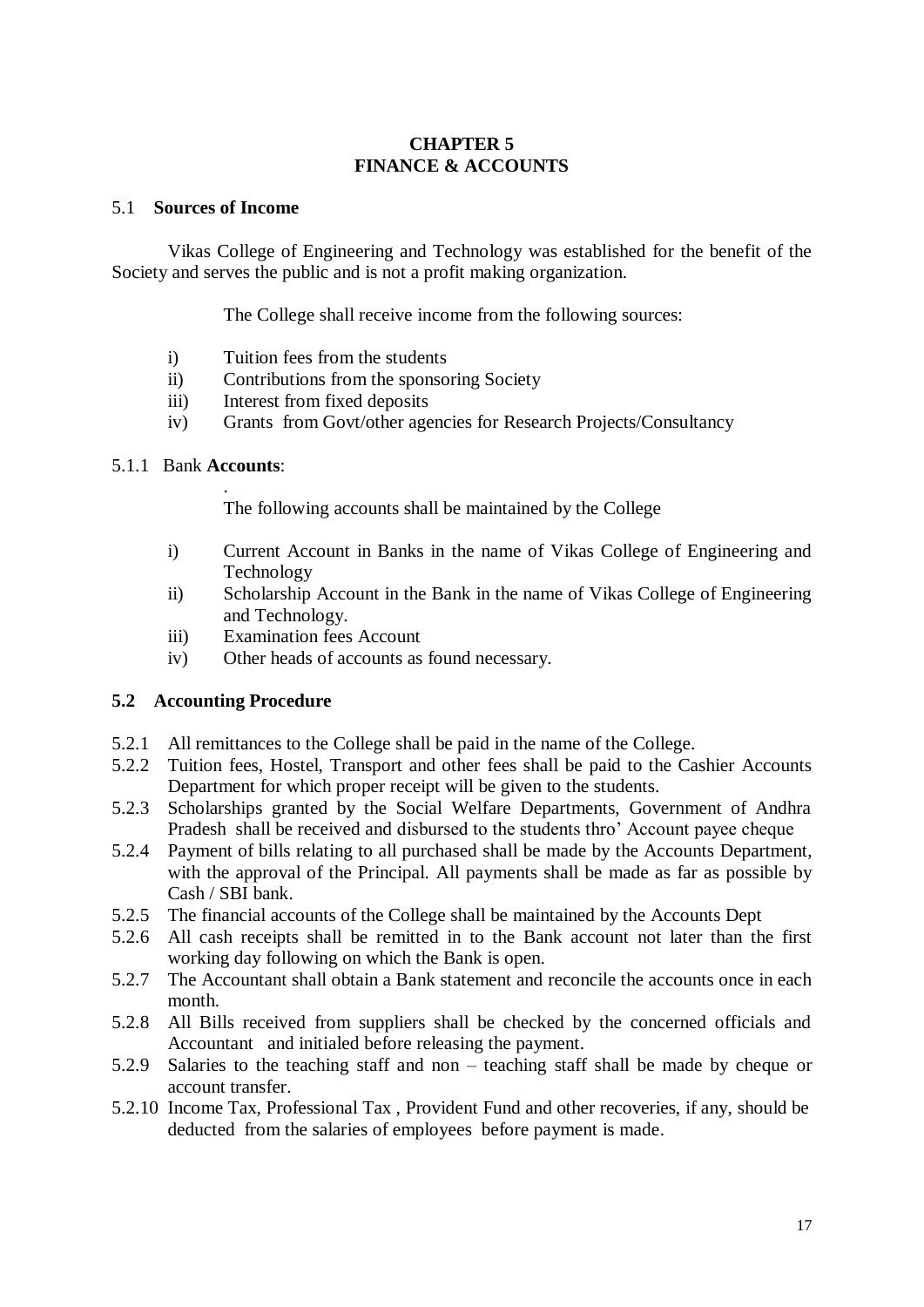# CHAPTER 5
# FINANCE & ACCOUNTS

## 5.1 **Sources of Income**

Vikas College of Engineering and Technology was established for the benefit of the Society and serves the public and is not a profit making organization.

The College shall receive income from the following sources:

i) Tuition fees from the students
ii) Contributions from the sponsoring Society
iii) Interest from fixed deposits
iv) Grants from Govt/other agencies for Research Projects/Consultancy

### 5.1.1 Bank **Accounts**:

.
The following accounts shall be maintained by the College

i) Current Account in Banks in the name of Vikas College of Engineering and Technology
ii) Scholarship Account in the Bank in the name of Vikas College of Engineering and Technology.
iii) Examination fees Account
iv) Other heads of accounts as found necessary.

## **5.2 Accounting Procedure**

5.2.1 All remittances to the College shall be paid in the name of the College.

5.2.2 Tuition fees, Hostel, Transport and other fees shall be paid to the Cashier Accounts Department for which proper receipt will be given to the students.

5.2.3 Scholarships granted by the Social Welfare Departments, Government of Andhra Pradesh shall be received and disbursed to the students thro' Account payee cheque

5.2.4 Payment of bills relating to all purchased shall be made by the Accounts Department, with the approval of the Principal. All payments shall be made as far as possible by Cash / SBI bank.

5.2.5 The financial accounts of the College shall be maintained by the Accounts Dept

5.2.6 All cash receipts shall be remitted in to the Bank account not later than the first working day following on which the Bank is open.

5.2.7 The Accountant shall obtain a Bank statement and reconcile the accounts once in each month.

5.2.8 All Bills received from suppliers shall be checked by the concerned officials and Accountant and initialed before releasing the payment.

5.2.9 Salaries to the teaching staff and non – teaching staff shall be made by cheque or account transfer.

5.2.10 Income Tax, Professional Tax , Provident Fund and other recoveries, if any, should be deducted from the salaries of employees before payment is made.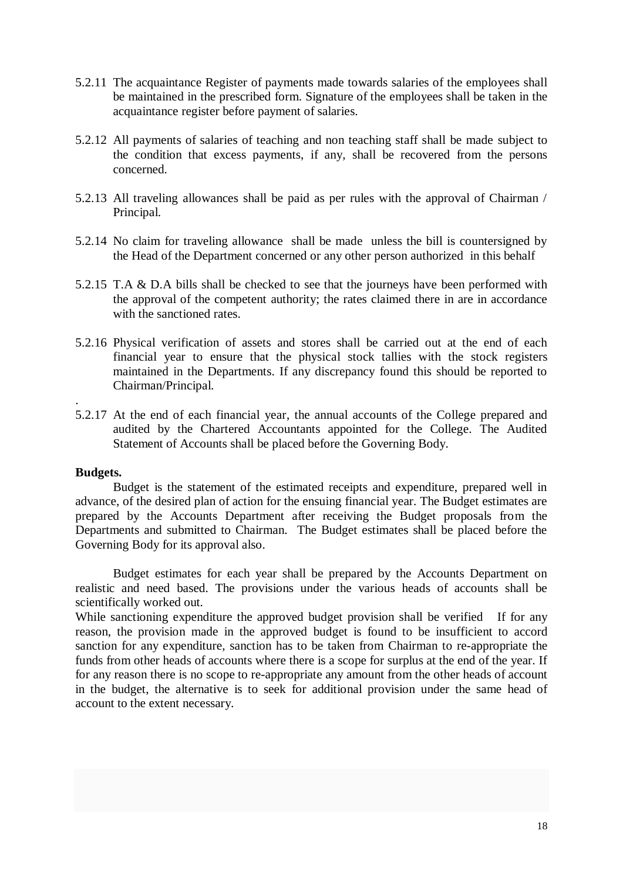5.2.11 The acquaintance Register of payments made towards salaries of the employees shall be maintained in the prescribed form. Signature of the employees shall be taken in the acquaintance register before payment of salaries.

5.2.12 All payments of salaries of teaching and non teaching staff shall be made subject to the condition that excess payments, if any, shall be recovered from the persons concerned.

5.2.13 All traveling allowances shall be paid as per rules with the approval of Chairman / Principal.

5.2.14 No claim for traveling allowance shall be made unless the bill is countersigned by the Head of the Department concerned or any other person authorized in this behalf

5.2.15 T.A & D.A bills shall be checked to see that the journeys have been performed with the approval of the competent authority; the rates claimed there in are in accordance with the sanctioned rates.

5.2.16 Physical verification of assets and stores shall be carried out at the end of each financial year to ensure that the physical stock tallies with the stock registers maintained in the Departments. If any discrepancy found this should be reported to Chairman/Principal.

.

5.2.17 At the end of each financial year, the annual accounts of the College prepared and audited by the Chartered Accountants appointed for the College. The Audited Statement of Accounts shall be placed before the Governing Body.

**Budgets.**

Budget is the statement of the estimated receipts and expenditure, prepared well in advance, of the desired plan of action for the ensuing financial year. The Budget estimates are prepared by the Accounts Department after receiving the Budget proposals from the Departments and submitted to Chairman. The Budget estimates shall be placed before the Governing Body for its approval also.

Budget estimates for each year shall be prepared by the Accounts Department on realistic and need based. The provisions under the various heads of accounts shall be scientifically worked out.

While sanctioning expenditure the approved budget provision shall be verified If for any reason, the provision made in the approved budget is found to be insufficient to accord sanction for any expenditure, sanction has to be taken from Chairman to re-appropriate the funds from other heads of accounts where there is a scope for surplus at the end of the year. If for any reason there is no scope to re-appropriate any amount from the other heads of account in the budget, the alternative is to seek for additional provision under the same head of account to the extent necessary.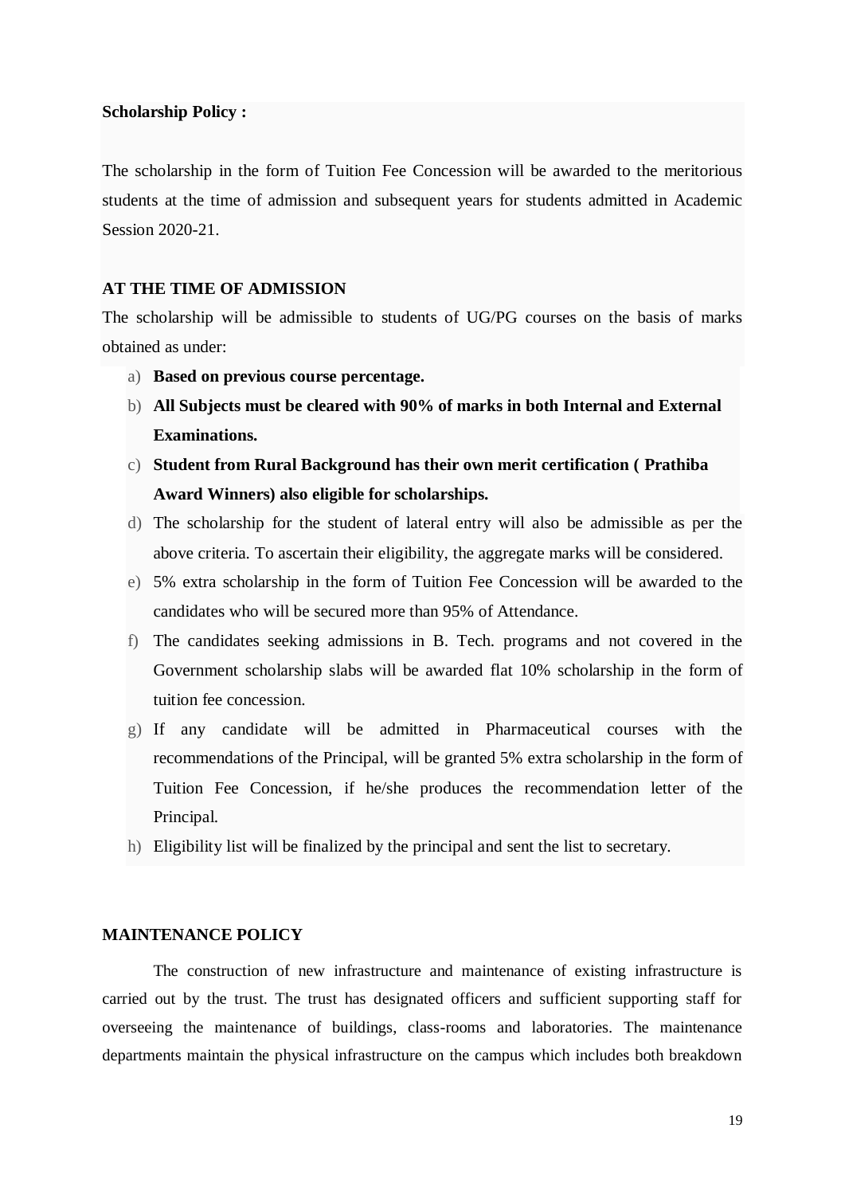**Scholarship Policy :**

The scholarship in the form of Tuition Fee Concession will be awarded to the meritorious students at the time of admission and subsequent years for students admitted in Academic Session 2020-21.

**AT THE TIME OF ADMISSION**

The scholarship will be admissible to students of UG/PG courses on the basis of marks obtained as under:

a) **Based on previous course percentage.**
b) **All Subjects must be cleared with 90% of marks in both Internal and External Examinations.**
c) **Student from Rural Background has their own merit certification ( Prathiba Award Winners) also eligible for scholarships.**
d) The scholarship for the student of lateral entry will also be admissible as per the above criteria. To ascertain their eligibility, the aggregate marks will be considered.
e) 5% extra scholarship in the form of Tuition Fee Concession will be awarded to the candidates who will be secured more than 95% of Attendance.
f) The candidates seeking admissions in B. Tech. programs and not covered in the Government scholarship slabs will be awarded flat 10% scholarship in the form of tuition fee concession.
g) If any candidate will be admitted in Pharmaceutical courses with the recommendations of the Principal, will be granted 5% extra scholarship in the form of Tuition Fee Concession, if he/she produces the recommendation letter of the Principal.
h) Eligibility list will be finalized by the principal and sent the list to secretary.

**MAINTENANCE POLICY**

The construction of new infrastructure and maintenance of existing infrastructure is carried out by the trust. The trust has designated officers and sufficient supporting staff for overseeing the maintenance of buildings, class-rooms and laboratories. The maintenance departments maintain the physical infrastructure on the campus which includes both breakdown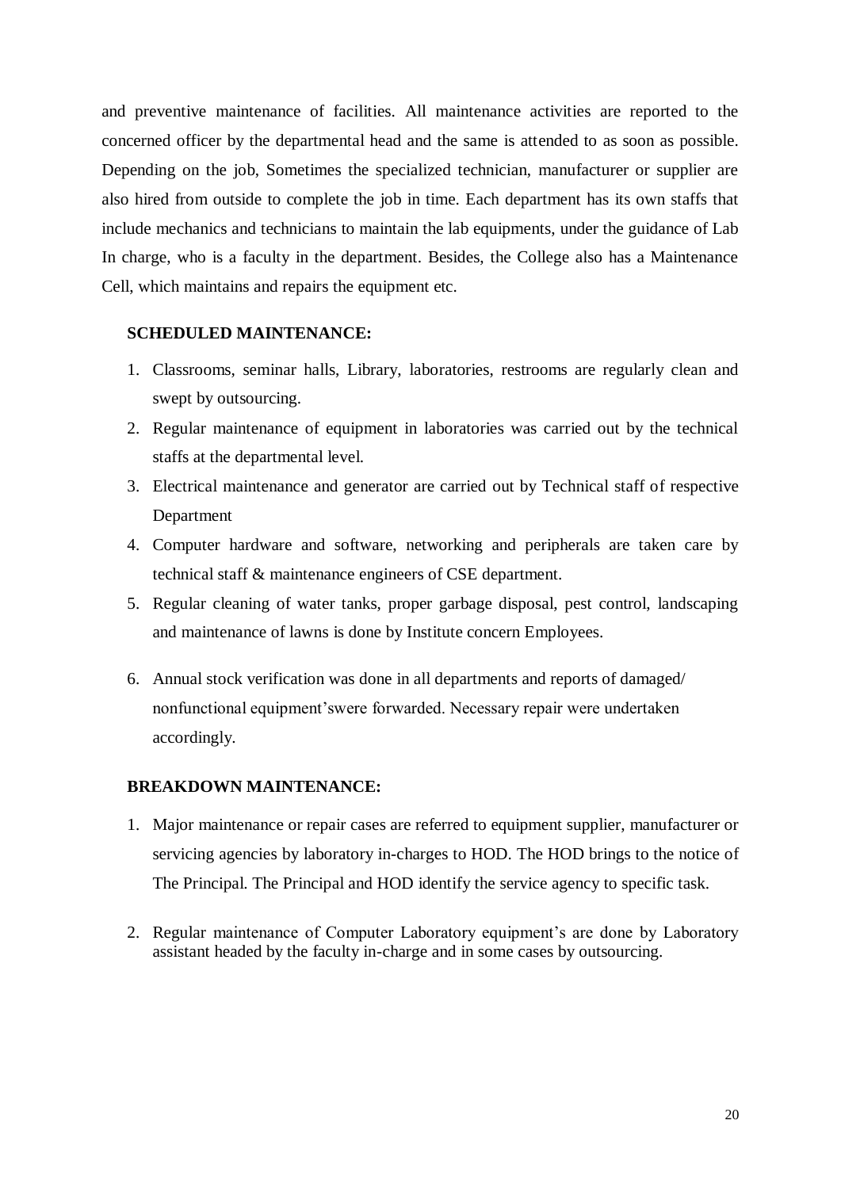and preventive maintenance of facilities. All maintenance activities are reported to the concerned officer by the departmental head and the same is attended to as soon as possible. Depending on the job, Sometimes the specialized technician, manufacturer or supplier are also hired from outside to complete the job in time. Each department has its own staffs that include mechanics and technicians to maintain the lab equipments, under the guidance of Lab In charge, who is a faculty in the department. Besides, the College also has a Maintenance Cell, which maintains and repairs the equipment etc.

**SCHEDULED MAINTENANCE:**

1. Classrooms, seminar halls, Library, laboratories, restrooms are regularly clean and swept by outsourcing.
2. Regular maintenance of equipment in laboratories was carried out by the technical staffs at the departmental level.
3. Electrical maintenance and generator are carried out by Technical staff of respective Department
4. Computer hardware and software, networking and peripherals are taken care by technical staff & maintenance engineers of CSE department.
5. Regular cleaning of water tanks, proper garbage disposal, pest control, landscaping and maintenance of lawns is done by Institute concern Employees.
6. Annual stock verification was done in all departments and reports of damaged/ nonfunctional equipment'swere forwarded. Necessary repair were undertaken accordingly.

**BREAKDOWN MAINTENANCE:**

1. Major maintenance or repair cases are referred to equipment supplier, manufacturer or servicing agencies by laboratory in-charges to HOD. The HOD brings to the notice of The Principal. The Principal and HOD identify the service agency to specific task.
2. Regular maintenance of Computer Laboratory equipment's are done by Laboratory assistant headed by the faculty in-charge and in some cases by outsourcing.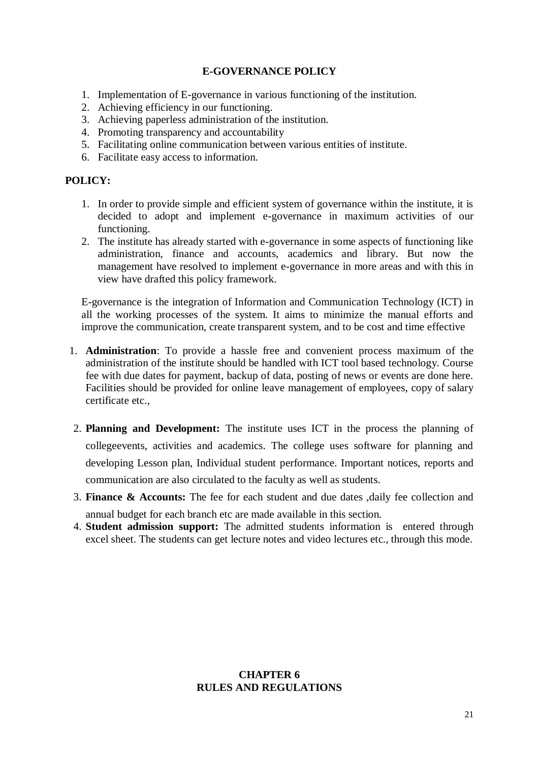## E-GOVERNANCE POLICY

1. Implementation of E-governance in various functioning of the institution.
2. Achieving efficiency in our functioning.
3. Achieving paperless administration of the institution.
4. Promoting transparency and accountability
5. Facilitating online communication between various entities of institute.
6. Facilitate easy access to information.

**POLICY:**

1. In order to provide simple and efficient system of governance within the institute, it is decided to adopt and implement e-governance in maximum activities of our functioning.
2. The institute has already started with e-governance in some aspects of functioning like administration, finance and accounts, academics and library. But now the management have resolved to implement e-governance in more areas and with this in view have drafted this policy framework.

E-governance is the integration of Information and Communication Technology (ICT) in all the working processes of the system. It aims to minimize the manual efforts and improve the communication, create transparent system, and to be cost and time effective

1. **Administration**: To provide a hassle free and convenient process maximum of the administration of the institute should be handled with ICT tool based technology. Course fee with due dates for payment, backup of data, posting of news or events are done here. Facilities should be provided for online leave management of employees, copy of salary certificate etc.,
2. **Planning and Development:** The institute uses ICT in the process the planning of collegeevents, activities and academics. The college uses software for planning and developing Lesson plan, Individual student performance. Important notices, reports and communication are also circulated to the faculty as well as students.
3. **Finance & Accounts:** The fee for each student and due dates ,daily fee collection and annual budget for each branch etc are made available in this section.
4. **Student admission support:** The admitted students information is entered through excel sheet. The students can get lecture notes and video lectures etc., through this mode.

# CHAPTER 6
# RULES AND REGULATIONS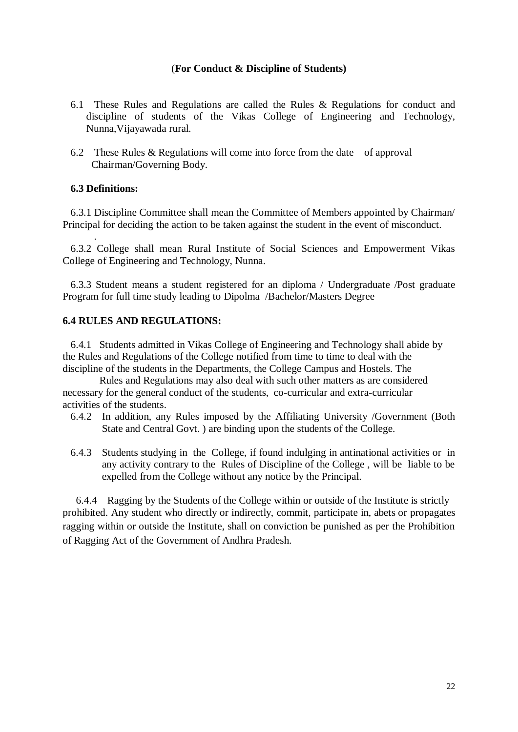(**For Conduct & Discipline of Students)**

6.1 These Rules and Regulations are called the Rules & Regulations for conduct and discipline of students of the Vikas College of Engineering and Technology, Nunna,Vijayawada rural.

6.2 These Rules & Regulations will come into force from the date of approval Chairman/Governing Body.

**6.3 Definitions:**

6.3.1 Discipline Committee shall mean the Committee of Members appointed by Chairman/ Principal for deciding the action to be taken against the student in the event of misconduct.

6.3.2 College shall mean Rural Institute of Social Sciences and Empowerment Vikas College of Engineering and Technology, Nunna.

6.3.3 Student means a student registered for an diploma / Undergraduate /Post graduate Program for full time study leading to Dipolma /Bachelor/Masters Degree

**6.4 RULES AND REGULATIONS:**

6.4.1 Students admitted in Vikas College of Engineering and Technology shall abide by the Rules and Regulations of the College notified from time to time to deal with the discipline of the students in the Departments, the College Campus and Hostels. The Rules and Regulations may also deal with such other matters as are considered necessary for the general conduct of the students, co-curricular and extra-curricular activities of the students.

6.4.2 In addition, any Rules imposed by the Affiliating University /Government (Both State and Central Govt. ) are binding upon the students of the College.

6.4.3 Students studying in the College, if found indulging in antinational activities or in any activity contrary to the Rules of Discipline of the College , will be liable to be expelled from the College without any notice by the Principal.

6.4.4 Ragging by the Students of the College within or outside of the Institute is strictly prohibited. Any student who directly or indirectly, commit, participate in, abets or propagates ragging within or outside the Institute, shall on conviction be punished as per the Prohibition of Ragging Act of the Government of Andhra Pradesh.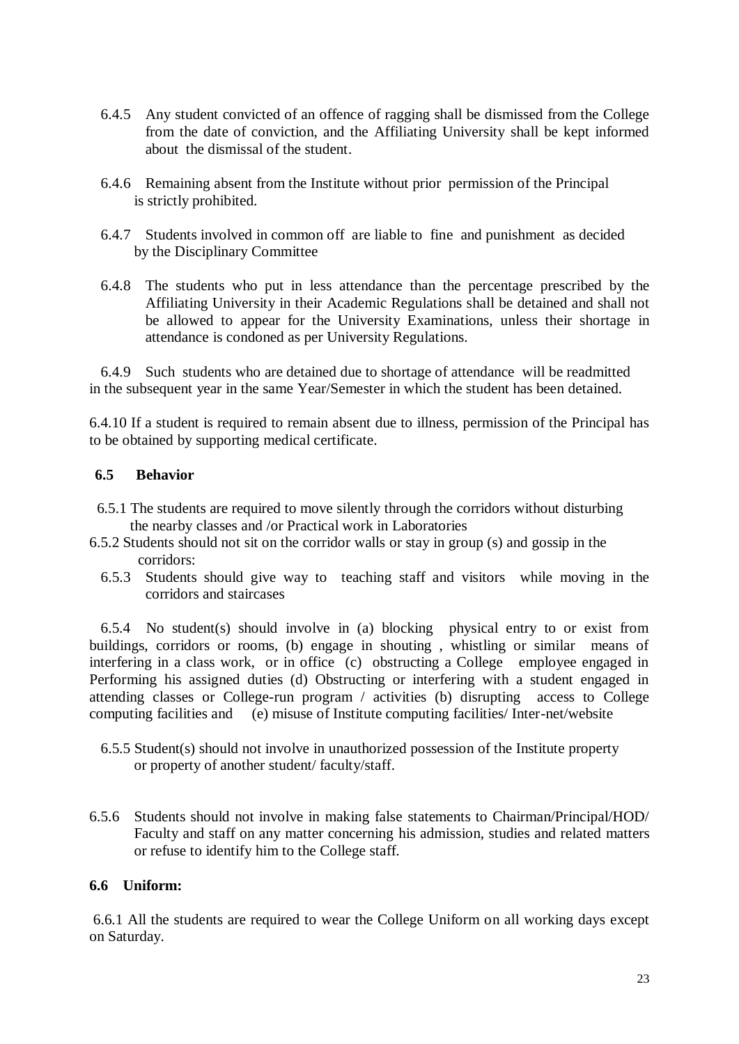6.4.5 Any student convicted of an offence of ragging shall be dismissed from the College from the date of conviction, and the Affiliating University shall be kept informed about the dismissal of the student.

6.4.6 Remaining absent from the Institute without prior permission of the Principal is strictly prohibited.

6.4.7 Students involved in common off are liable to fine and punishment as decided by the Disciplinary Committee

6.4.8 The students who put in less attendance than the percentage prescribed by the Affiliating University in their Academic Regulations shall be detained and shall not be allowed to appear for the University Examinations, unless their shortage in attendance is condoned as per University Regulations.

6.4.9 Such students who are detained due to shortage of attendance will be readmitted in the subsequent year in the same Year/Semester in which the student has been detained.

6.4.10 If a student is required to remain absent due to illness, permission of the Principal has to be obtained by supporting medical certificate.

### 6.5 Behavior

6.5.1 The students are required to move silently through the corridors without disturbing the nearby classes and /or Practical work in Laboratories

6.5.2 Students should not sit on the corridor walls or stay in group (s) and gossip in the corridors:

6.5.3 Students should give way to teaching staff and visitors while moving in the corridors and staircases

6.5.4 No student(s) should involve in (a) blocking physical entry to or exist from buildings, corridors or rooms, (b) engage in shouting , whistling or similar means of interfering in a class work, or in office (c) obstructing a College employee engaged in Performing his assigned duties (d) Obstructing or interfering with a student engaged in attending classes or College-run program / activities (b) disrupting access to College computing facilities and (e) misuse of Institute computing facilities/ Inter-net/website

6.5.5 Student(s) should not involve in unauthorized possession of the Institute property or property of another student/ faculty/staff.

6.5.6 Students should not involve in making false statements to Chairman/Principal/HOD/ Faculty and staff on any matter concerning his admission, studies and related matters or refuse to identify him to the College staff.

### 6.6 Uniform:

6.6.1 All the students are required to wear the College Uniform on all working days except on Saturday.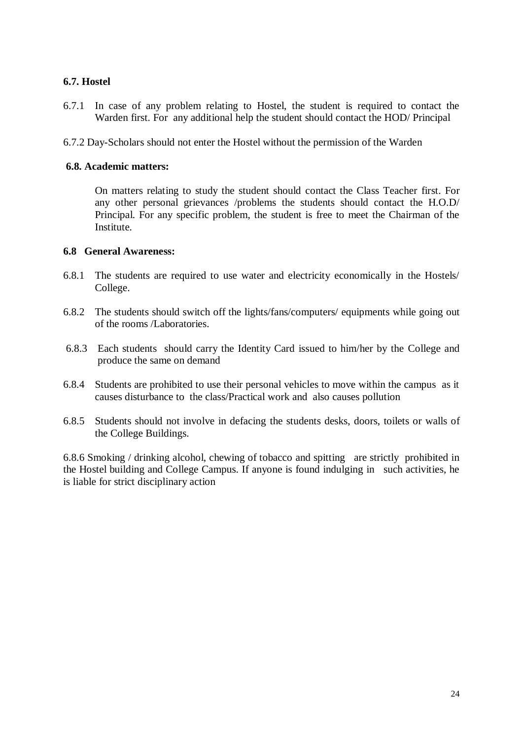### 6.7. Hostel

6.7.1 In case of any problem relating to Hostel, the student is required to contact the Warden first. For any additional help the student should contact the HOD/ Principal

6.7.2 Day-Scholars should not enter the Hostel without the permission of the Warden

### 6.8. Academic matters:

On matters relating to study the student should contact the Class Teacher first. For any other personal grievances /problems the students should contact the H.O.D/ Principal. For any specific problem, the student is free to meet the Chairman of the Institute.

### 6.8 General Awareness:

6.8.1 The students are required to use water and electricity economically in the Hostels/ College.

6.8.2 The students should switch off the lights/fans/computers/ equipments while going out of the rooms /Laboratories.

6.8.3 Each students should carry the Identity Card issued to him/her by the College and produce the same on demand

6.8.4 Students are prohibited to use their personal vehicles to move within the campus as it causes disturbance to the class/Practical work and also causes pollution

6.8.5 Students should not involve in defacing the students desks, doors, toilets or walls of the College Buildings.

6.8.6 Smoking / drinking alcohol, chewing of tobacco and spitting are strictly prohibited in the Hostel building and College Campus. If anyone is found indulging in such activities, he is liable for strict disciplinary action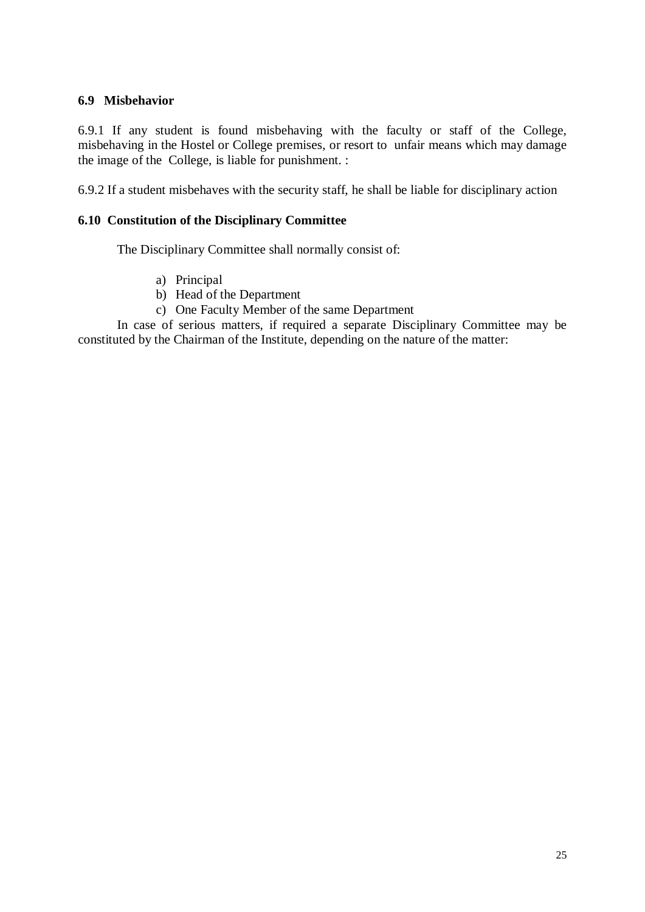### 6.9 Misbehavior

6.9.1 If any student is found misbehaving with the faculty or staff of the College, misbehaving in the Hostel or College premises, or resort to unfair means which may damage the image of the College, is liable for punishment. :

6.9.2 If a student misbehaves with the security staff, he shall be liable for disciplinary action

### 6.10 Constitution of the Disciplinary Committee

The Disciplinary Committee shall normally consist of:

a) Principal
b) Head of the Department
c) One Faculty Member of the same Department

In case of serious matters, if required a separate Disciplinary Committee may be constituted by the Chairman of the Institute, depending on the nature of the matter: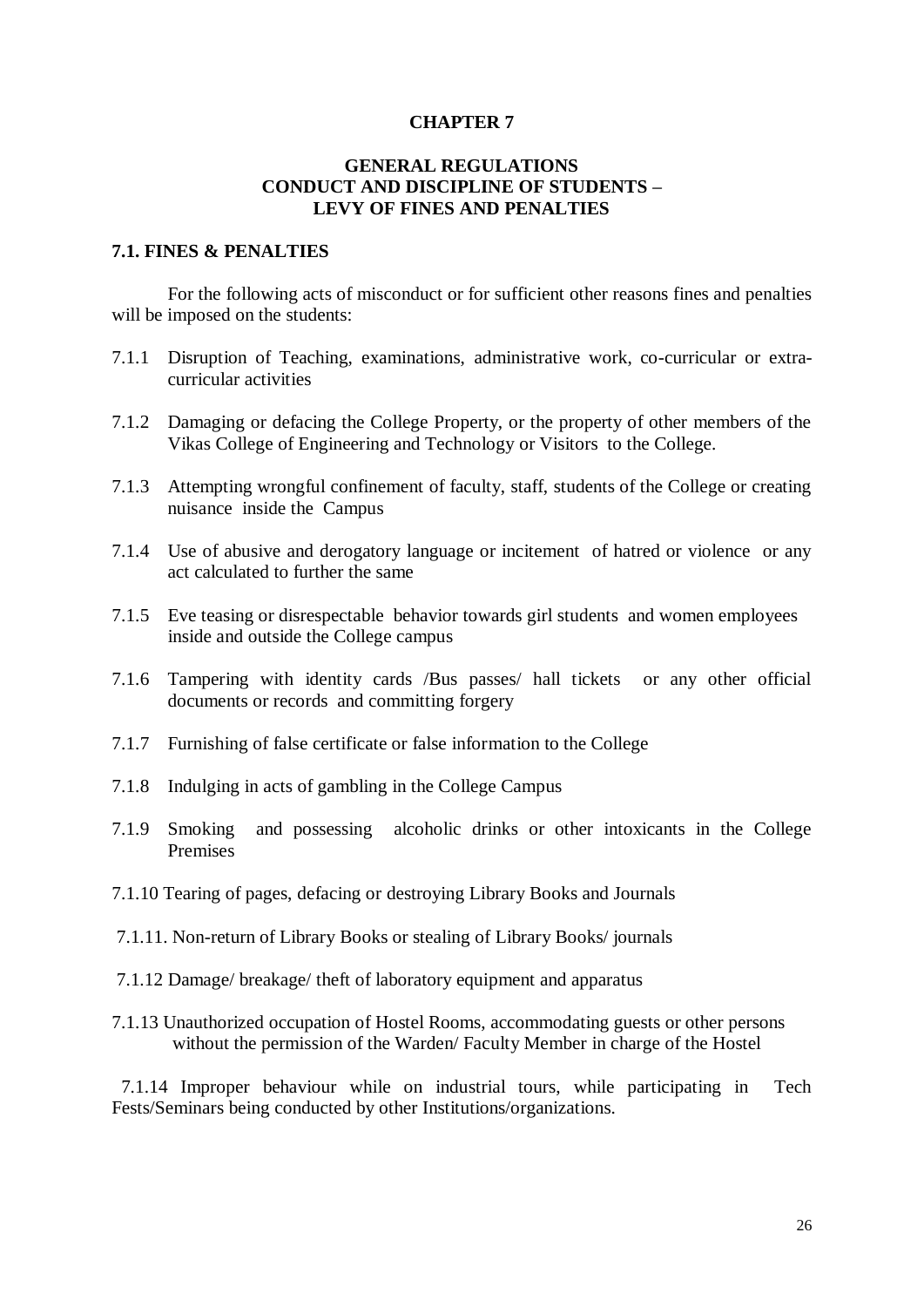# CHAPTER 7

## GENERAL REGULATIONS
## CONDUCT AND DISCIPLINE OF STUDENTS – LEVY OF FINES AND PENALTIES

### 7.1. FINES & PENALTIES

For the following acts of misconduct or for sufficient other reasons fines and penalties will be imposed on the students:

7.1.1 Disruption of Teaching, examinations, administrative work, co-curricular or extra-curricular activities

7.1.2 Damaging or defacing the College Property, or the property of other members of the Vikas College of Engineering and Technology or Visitors to the College.

7.1.3 Attempting wrongful confinement of faculty, staff, students of the College or creating nuisance inside the Campus

7.1.4 Use of abusive and derogatory language or incitement of hatred or violence or any act calculated to further the same

7.1.5 Eve teasing or disrespectable behavior towards girl students and women employees inside and outside the College campus

7.1.6 Tampering with identity cards /Bus passes/ hall tickets or any other official documents or records and committing forgery

7.1.7 Furnishing of false certificate or false information to the College

7.1.8 Indulging in acts of gambling in the College Campus

7.1.9 Smoking and possessing alcoholic drinks or other intoxicants in the College Premises

7.1.10 Tearing of pages, defacing or destroying Library Books and Journals

7.1.11. Non-return of Library Books or stealing of Library Books/ journals

7.1.12 Damage/ breakage/ theft of laboratory equipment and apparatus

7.1.13 Unauthorized occupation of Hostel Rooms, accommodating guests or other persons without the permission of the Warden/ Faculty Member in charge of the Hostel

7.1.14 Improper behaviour while on industrial tours, while participating in Tech Fests/Seminars being conducted by other Institutions/organizations.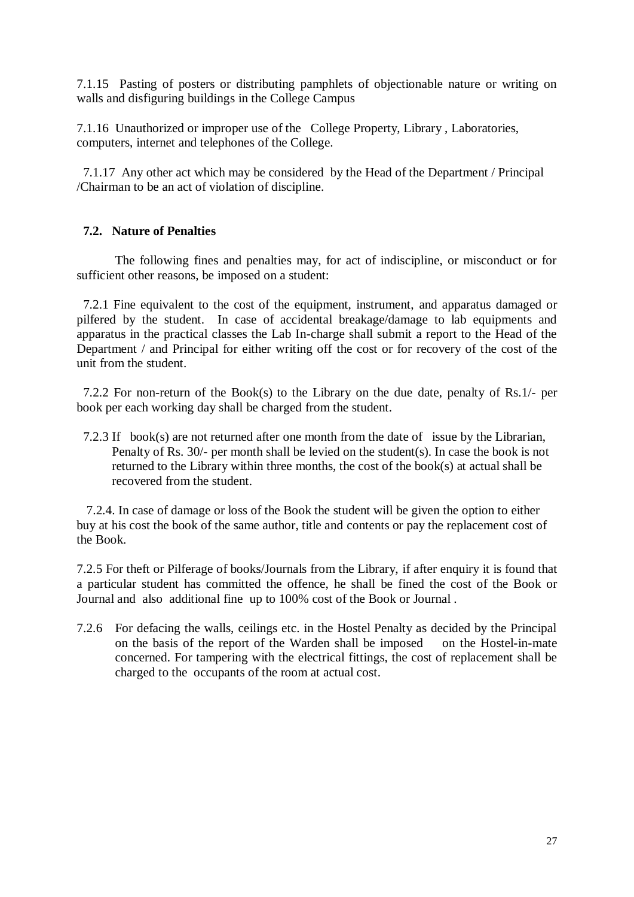7.1.15 Pasting of posters or distributing pamphlets of objectionable nature or writing on walls and disfiguring buildings in the College Campus

7.1.16 Unauthorized or improper use of the College Property, Library , Laboratories, computers, internet and telephones of the College.

7.1.17 Any other act which may be considered by the Head of the Department / Principal /Chairman to be an act of violation of discipline.

### 7.2. Nature of Penalties

The following fines and penalties may, for act of indiscipline, or misconduct or for sufficient other reasons, be imposed on a student:

7.2.1 Fine equivalent to the cost of the equipment, instrument, and apparatus damaged or pilfered by the student. In case of accidental breakage/damage to lab equipments and apparatus in the practical classes the Lab In-charge shall submit a report to the Head of the Department / and Principal for either writing off the cost or for recovery of the cost of the unit from the student.

7.2.2 For non-return of the Book(s) to the Library on the due date, penalty of Rs.1/- per book per each working day shall be charged from the student.

7.2.3 If book(s) are not returned after one month from the date of issue by the Librarian, Penalty of Rs. 30/- per month shall be levied on the student(s). In case the book is not returned to the Library within three months, the cost of the book(s) at actual shall be recovered from the student.

7.2.4. In case of damage or loss of the Book the student will be given the option to either buy at his cost the book of the same author, title and contents or pay the replacement cost of the Book.

7.2.5 For theft or Pilferage of books/Journals from the Library, if after enquiry it is found that a particular student has committed the offence, he shall be fined the cost of the Book or Journal and also additional fine up to 100% cost of the Book or Journal .

7.2.6 For defacing the walls, ceilings etc. in the Hostel Penalty as decided by the Principal on the basis of the report of the Warden shall be imposed on the Hostel-in-mate concerned. For tampering with the electrical fittings, the cost of replacement shall be charged to the occupants of the room at actual cost.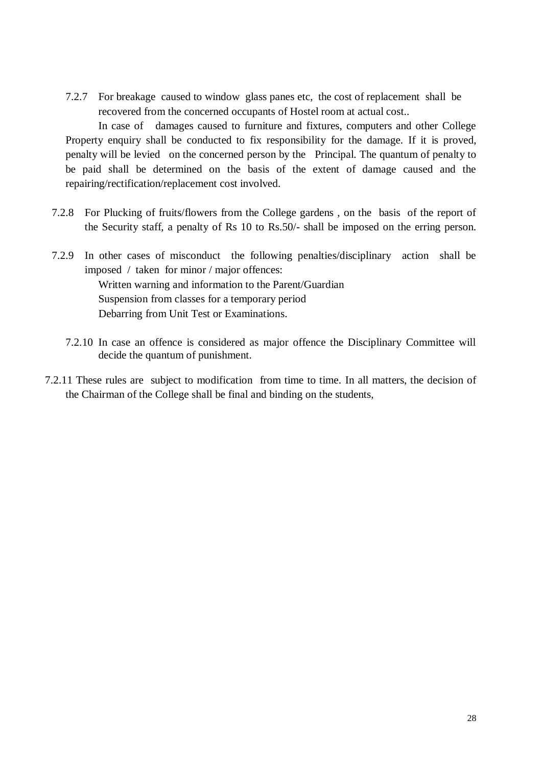7.2.7 For breakage caused to window glass panes etc, the cost of replacement shall be recovered from the concerned occupants of Hostel room at actual cost..

In case of damages caused to furniture and fixtures, computers and other College Property enquiry shall be conducted to fix responsibility for the damage. If it is proved, penalty will be levied on the concerned person by the Principal. The quantum of penalty to be paid shall be determined on the basis of the extent of damage caused and the repairing/rectification/replacement cost involved.

7.2.8 For Plucking of fruits/flowers from the College gardens , on the basis of the report of the Security staff, a penalty of Rs 10 to Rs.50/- shall be imposed on the erring person.

7.2.9 In other cases of misconduct the following penalties/disciplinary action shall be imposed / taken for minor / major offences:

Written warning and information to the Parent/Guardian
Suspension from classes for a temporary period
Debarring from Unit Test or Examinations.

7.2.10 In case an offence is considered as major offence the Disciplinary Committee will decide the quantum of punishment.

7.2.11 These rules are subject to modification from time to time. In all matters, the decision of the Chairman of the College shall be final and binding on the students,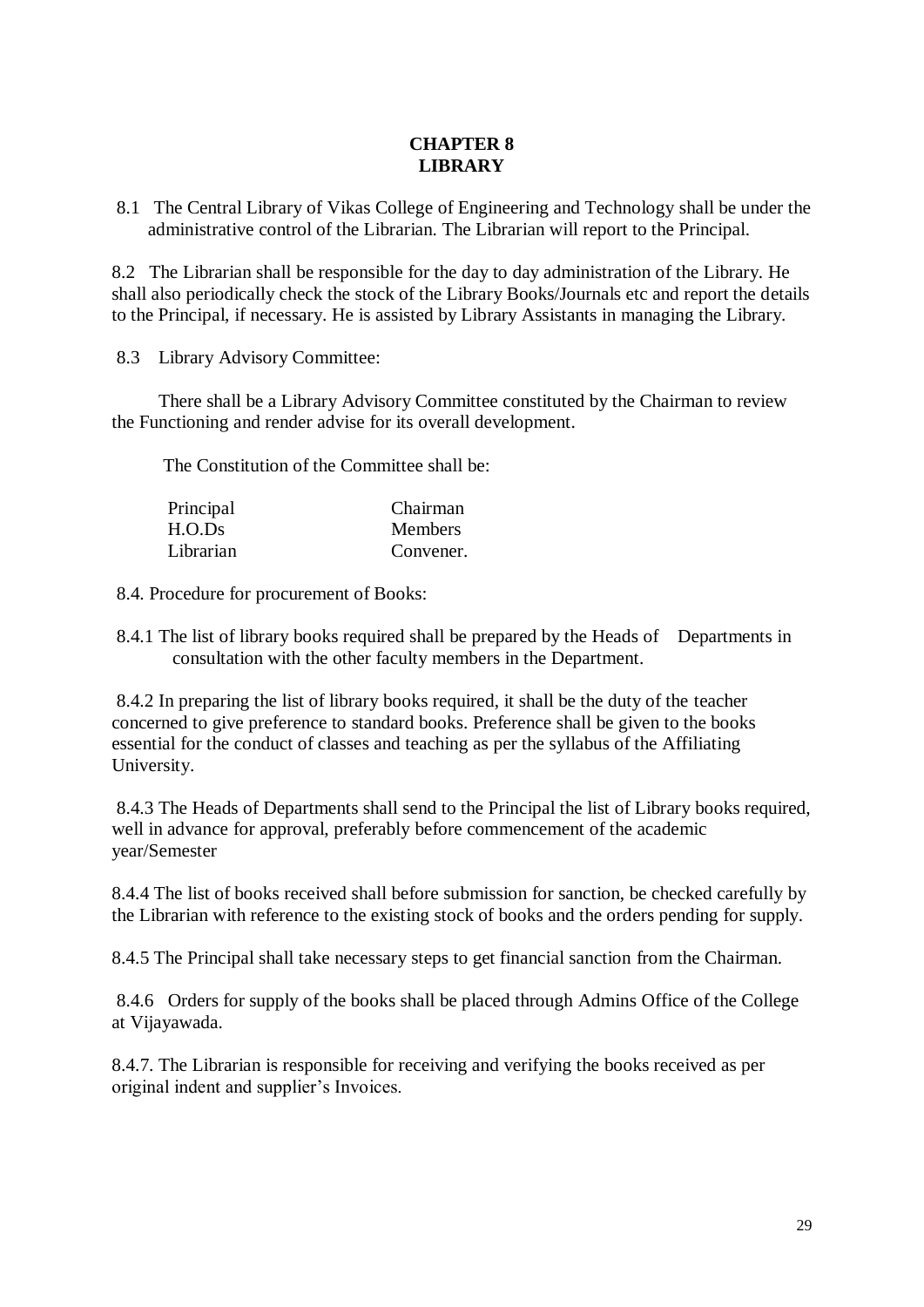# CHAPTER 8
# LIBRARY

8.1 The Central Library of Vikas College of Engineering and Technology shall be under the administrative control of the Librarian. The Librarian will report to the Principal.

8.2 The Librarian shall be responsible for the day to day administration of the Library. He shall also periodically check the stock of the Library Books/Journals etc and report the details to the Principal, if necessary. He is assisted by Library Assistants in managing the Library.

8.3 Library Advisory Committee:

There shall be a Library Advisory Committee constituted by the Chairman to review the Functioning and render advise for its overall development.

The Constitution of the Committee shall be:

| | |
|---|---|
| Principal | Chairman |
| H.O.Ds | Members |
| Librarian | Convener. |

8.4. Procedure for procurement of Books:

8.4.1 The list of library books required shall be prepared by the Heads of Departments in consultation with the other faculty members in the Department.

8.4.2 In preparing the list of library books required, it shall be the duty of the teacher concerned to give preference to standard books. Preference shall be given to the books essential for the conduct of classes and teaching as per the syllabus of the Affiliating University.

8.4.3 The Heads of Departments shall send to the Principal the list of Library books required, well in advance for approval, preferably before commencement of the academic year/Semester

8.4.4 The list of books received shall before submission for sanction, be checked carefully by the Librarian with reference to the existing stock of books and the orders pending for supply.

8.4.5 The Principal shall take necessary steps to get financial sanction from the Chairman.

8.4.6 Orders for supply of the books shall be placed through Admins Office of the College at Vijayawada.

8.4.7. The Librarian is responsible for receiving and verifying the books received as per original indent and supplier's Invoices.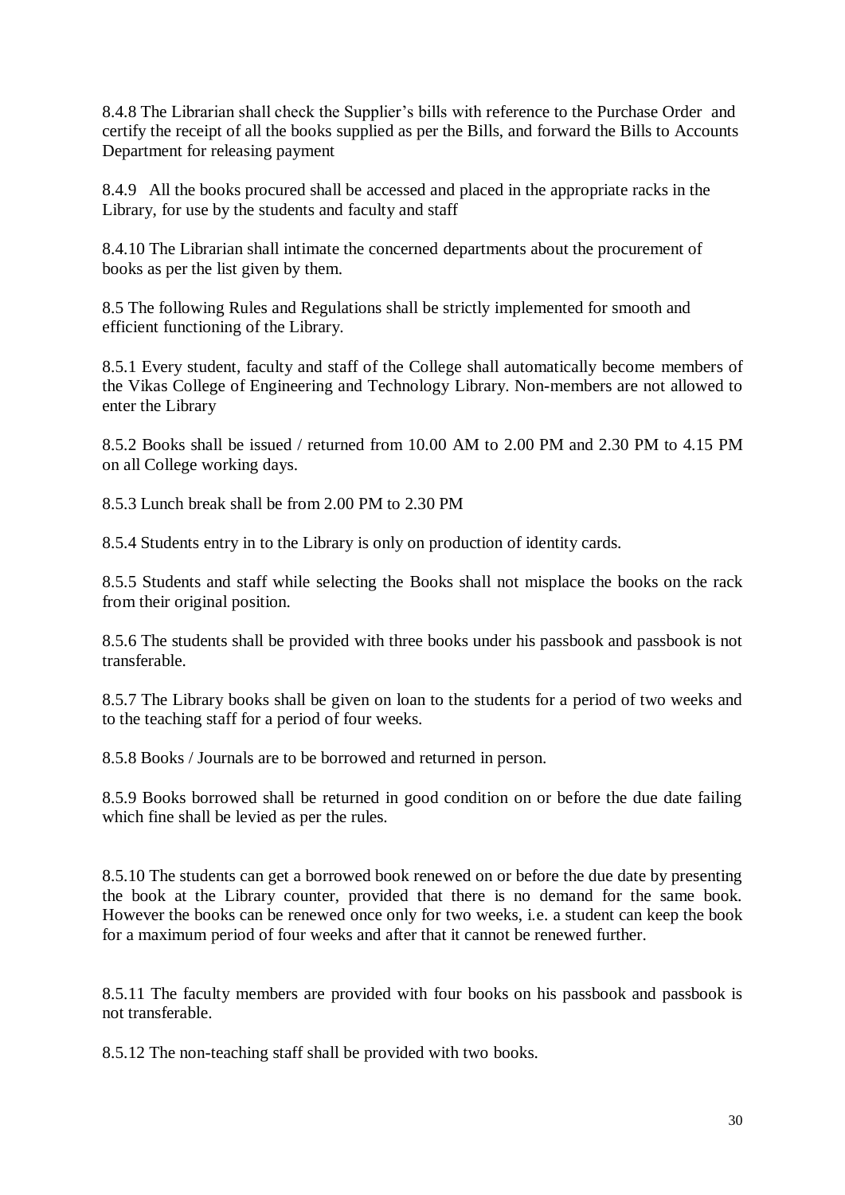8.4.8 The Librarian shall check the Supplier's bills with reference to the Purchase Order and certify the receipt of all the books supplied as per the Bills, and forward the Bills to Accounts Department for releasing payment

8.4.9 All the books procured shall be accessed and placed in the appropriate racks in the Library, for use by the students and faculty and staff

8.4.10 The Librarian shall intimate the concerned departments about the procurement of books as per the list given by them.

8.5 The following Rules and Regulations shall be strictly implemented for smooth and efficient functioning of the Library.

8.5.1 Every student, faculty and staff of the College shall automatically become members of the Vikas College of Engineering and Technology Library. Non-members are not allowed to enter the Library

8.5.2 Books shall be issued / returned from 10.00 AM to 2.00 PM and 2.30 PM to 4.15 PM on all College working days.

8.5.3 Lunch break shall be from 2.00 PM to 2.30 PM

8.5.4 Students entry in to the Library is only on production of identity cards.

8.5.5 Students and staff while selecting the Books shall not misplace the books on the rack from their original position.

8.5.6 The students shall be provided with three books under his passbook and passbook is not transferable.

8.5.7 The Library books shall be given on loan to the students for a period of two weeks and to the teaching staff for a period of four weeks.

8.5.8 Books / Journals are to be borrowed and returned in person.

8.5.9 Books borrowed shall be returned in good condition on or before the due date failing which fine shall be levied as per the rules.

8.5.10 The students can get a borrowed book renewed on or before the due date by presenting the book at the Library counter, provided that there is no demand for the same book. However the books can be renewed once only for two weeks, i.e. a student can keep the book for a maximum period of four weeks and after that it cannot be renewed further.

8.5.11 The faculty members are provided with four books on his passbook and passbook is not transferable.

8.5.12 The non-teaching staff shall be provided with two books.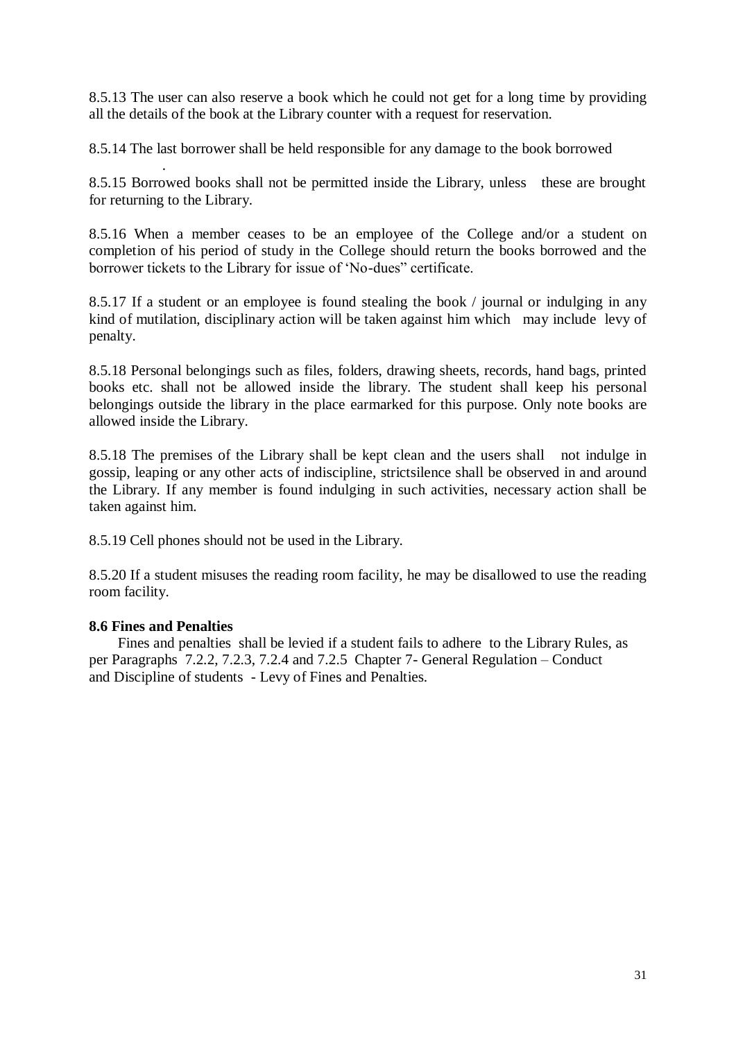8.5.13 The user can also reserve a book which he could not get for a long time by providing all the details of the book at the Library counter with a request for reservation.

8.5.14 The last borrower shall be held responsible for any damage to the book borrowed

.

8.5.15 Borrowed books shall not be permitted inside the Library, unless these are brought for returning to the Library.

8.5.16 When a member ceases to be an employee of the College and/or a student on completion of his period of study in the College should return the books borrowed and the borrower tickets to the Library for issue of 'No-dues" certificate.

8.5.17 If a student or an employee is found stealing the book / journal or indulging in any kind of mutilation, disciplinary action will be taken against him which may include levy of penalty.

8.5.18 Personal belongings such as files, folders, drawing sheets, records, hand bags, printed books etc. shall not be allowed inside the library. The student shall keep his personal belongings outside the library in the place earmarked for this purpose. Only note books are allowed inside the Library.

8.5.18 The premises of the Library shall be kept clean and the users shall not indulge in gossip, leaping or any other acts of indiscipline, strictsilence shall be observed in and around the Library. If any member is found indulging in such activities, necessary action shall be taken against him.

8.5.19 Cell phones should not be used in the Library.

8.5.20 If a student misuses the reading room facility, he may be disallowed to use the reading room facility.

**8.6 Fines and Penalties**

Fines and penalties shall be levied if a student fails to adhere to the Library Rules, as per Paragraphs 7.2.2, 7.2.3, 7.2.4 and 7.2.5 Chapter 7- General Regulation – Conduct and Discipline of students - Levy of Fines and Penalties.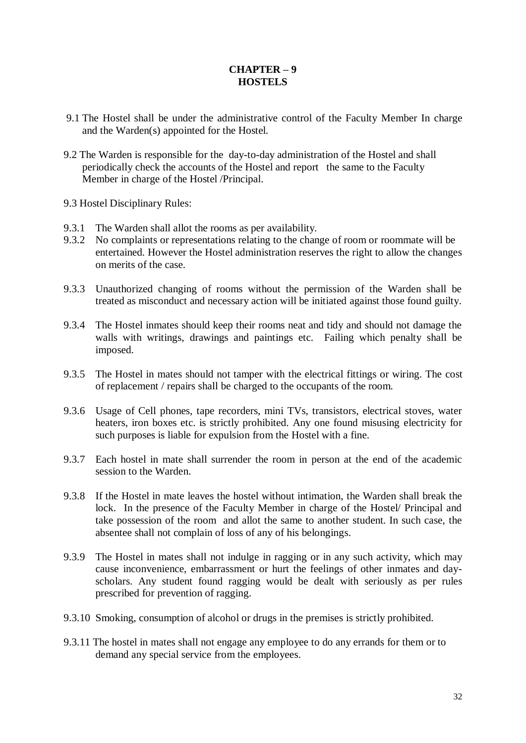# CHAPTER – 9
# HOSTELS

9.1 The Hostel shall be under the administrative control of the Faculty Member In charge and the Warden(s) appointed for the Hostel.

9.2 The Warden is responsible for the day-to-day administration of the Hostel and shall periodically check the accounts of the Hostel and report the same to the Faculty Member in charge of the Hostel /Principal.

9.3 Hostel Disciplinary Rules:

9.3.1 The Warden shall allot the rooms as per availability.

9.3.2 No complaints or representations relating to the change of room or roommate will be entertained. However the Hostel administration reserves the right to allow the changes on merits of the case.

9.3.3 Unauthorized changing of rooms without the permission of the Warden shall be treated as misconduct and necessary action will be initiated against those found guilty.

9.3.4 The Hostel inmates should keep their rooms neat and tidy and should not damage the walls with writings, drawings and paintings etc. Failing which penalty shall be imposed.

9.3.5 The Hostel in mates should not tamper with the electrical fittings or wiring. The cost of replacement / repairs shall be charged to the occupants of the room.

9.3.6 Usage of Cell phones, tape recorders, mini TVs, transistors, electrical stoves, water heaters, iron boxes etc. is strictly prohibited. Any one found misusing electricity for such purposes is liable for expulsion from the Hostel with a fine.

9.3.7 Each hostel in mate shall surrender the room in person at the end of the academic session to the Warden.

9.3.8 If the Hostel in mate leaves the hostel without intimation, the Warden shall break the lock. In the presence of the Faculty Member in charge of the Hostel/ Principal and take possession of the room and allot the same to another student. In such case, the absentee shall not complain of loss of any of his belongings.

9.3.9 The Hostel in mates shall not indulge in ragging or in any such activity, which may cause inconvenience, embarrassment or hurt the feelings of other inmates and day-scholars. Any student found ragging would be dealt with seriously as per rules prescribed for prevention of ragging.

9.3.10 Smoking, consumption of alcohol or drugs in the premises is strictly prohibited.

9.3.11 The hostel in mates shall not engage any employee to do any errands for them or to demand any special service from the employees.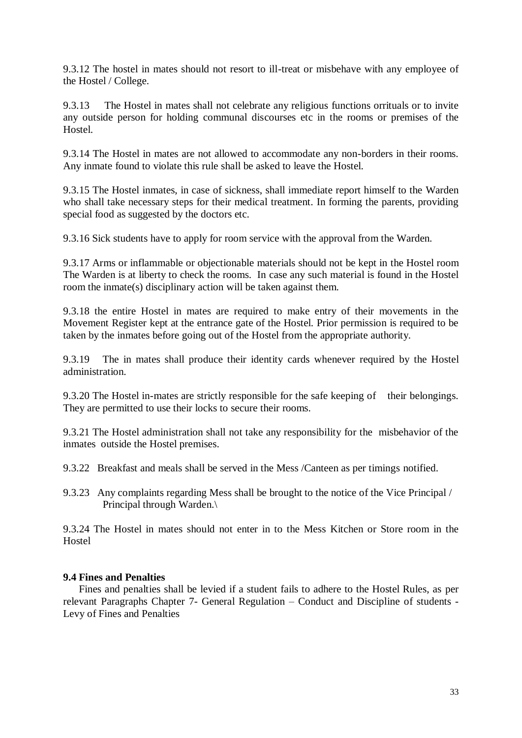9.3.12 The hostel in mates should not resort to ill-treat or misbehave with any employee of the Hostel / College.

9.3.13 The Hostel in mates shall not celebrate any religious functions orrituals or to invite any outside person for holding communal discourses etc in the rooms or premises of the Hostel.

9.3.14 The Hostel in mates are not allowed to accommodate any non-borders in their rooms. Any inmate found to violate this rule shall be asked to leave the Hostel.

9.3.15 The Hostel inmates, in case of sickness, shall immediate report himself to the Warden who shall take necessary steps for their medical treatment. In forming the parents, providing special food as suggested by the doctors etc.

9.3.16 Sick students have to apply for room service with the approval from the Warden.

9.3.17 Arms or inflammable or objectionable materials should not be kept in the Hostel room The Warden is at liberty to check the rooms. In case any such material is found in the Hostel room the inmate(s) disciplinary action will be taken against them.

9.3.18 the entire Hostel in mates are required to make entry of their movements in the Movement Register kept at the entrance gate of the Hostel. Prior permission is required to be taken by the inmates before going out of the Hostel from the appropriate authority.

9.3.19 The in mates shall produce their identity cards whenever required by the Hostel administration.

9.3.20 The Hostel in-mates are strictly responsible for the safe keeping of their belongings. They are permitted to use their locks to secure their rooms.

9.3.21 The Hostel administration shall not take any responsibility for the misbehavior of the inmates outside the Hostel premises.

9.3.22 Breakfast and meals shall be served in the Mess /Canteen as per timings notified.

9.3.23 Any complaints regarding Mess shall be brought to the notice of the Vice Principal / Principal through Warden.\

9.3.24 The Hostel in mates should not enter in to the Mess Kitchen or Store room in the Hostel

**9.4 Fines and Penalties**

Fines and penalties shall be levied if a student fails to adhere to the Hostel Rules, as per relevant Paragraphs Chapter 7- General Regulation – Conduct and Discipline of students - Levy of Fines and Penalties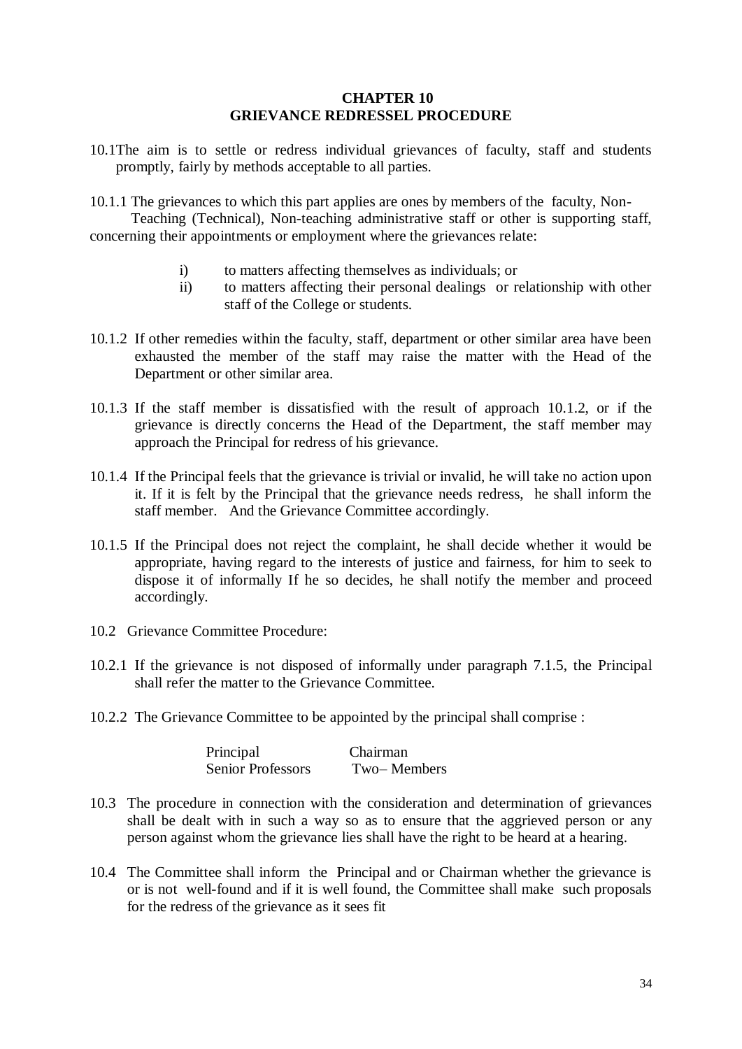# CHAPTER 10
# GRIEVANCE REDRESSEL PROCEDURE

10.1 The aim is to settle or redress individual grievances of faculty, staff and students promptly, fairly by methods acceptable to all parties.

10.1.1 The grievances to which this part applies are ones by members of the faculty, Non-Teaching (Technical), Non-teaching administrative staff or other is supporting staff, concerning their appointments or employment where the grievances relate:

- i) to matters affecting themselves as individuals; or
- ii) to matters affecting their personal dealings or relationship with other staff of the College or students.

10.1.2 If other remedies within the faculty, staff, department or other similar area have been exhausted the member of the staff may raise the matter with the Head of the Department or other similar area.

10.1.3 If the staff member is dissatisfied with the result of approach 10.1.2, or if the grievance is directly concerns the Head of the Department, the staff member may approach the Principal for redress of his grievance.

10.1.4 If the Principal feels that the grievance is trivial or invalid, he will take no action upon it. If it is felt by the Principal that the grievance needs redress, he shall inform the staff member. And the Grievance Committee accordingly.

10.1.5 If the Principal does not reject the complaint, he shall decide whether it would be appropriate, having regard to the interests of justice and fairness, for him to seek to dispose it of informally If he so decides, he shall notify the member and proceed accordingly.

10.2 Grievance Committee Procedure:

10.2.1 If the grievance is not disposed of informally under paragraph 7.1.5, the Principal shall refer the matter to the Grievance Committee.

10.2.2 The Grievance Committee to be appointed by the principal shall comprise :

| | |
|---|---|
| Principal | Chairman |
| Senior Professors | Two– Members |

10.3 The procedure in connection with the consideration and determination of grievances shall be dealt with in such a way so as to ensure that the aggrieved person or any person against whom the grievance lies shall have the right to be heard at a hearing.

10.4 The Committee shall inform the Principal and or Chairman whether the grievance is or is not well-found and if it is well found, the Committee shall make such proposals for the redress of the grievance as it sees fit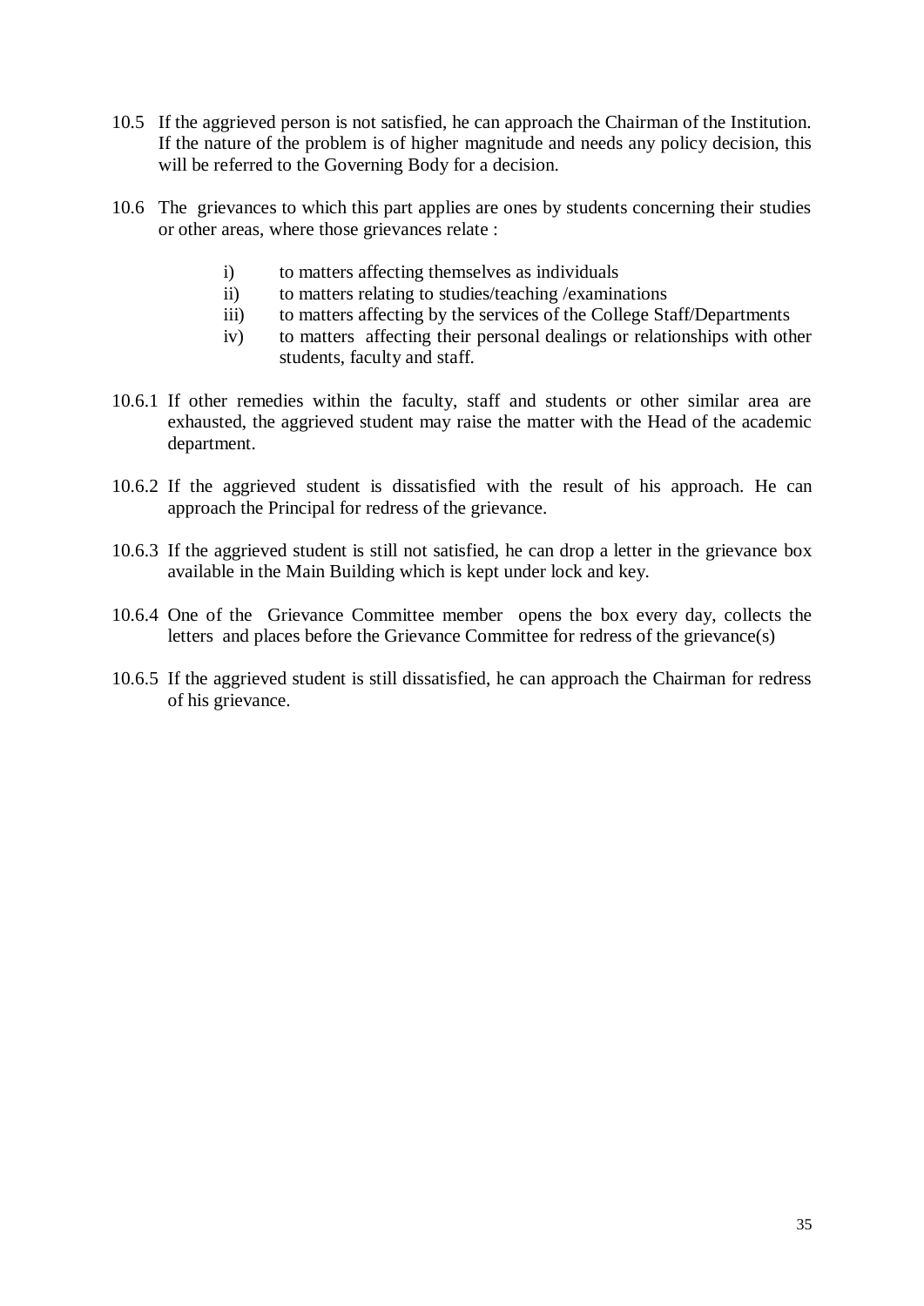10.5 If the aggrieved person is not satisfied, he can approach the Chairman of the Institution. If the nature of the problem is of higher magnitude and needs any policy decision, this will be referred to the Governing Body for a decision.

10.6 The grievances to which this part applies are ones by students concerning their studies or other areas, where those grievances relate :

i) to matters affecting themselves as individuals
ii) to matters relating to studies/teaching /examinations
iii) to matters affecting by the services of the College Staff/Departments
iv) to matters affecting their personal dealings or relationships with other students, faculty and staff.

10.6.1 If other remedies within the faculty, staff and students or other similar area are exhausted, the aggrieved student may raise the matter with the Head of the academic department.

10.6.2 If the aggrieved student is dissatisfied with the result of his approach. He can approach the Principal for redress of the grievance.

10.6.3 If the aggrieved student is still not satisfied, he can drop a letter in the grievance box available in the Main Building which is kept under lock and key.

10.6.4 One of the Grievance Committee member opens the box every day, collects the letters and places before the Grievance Committee for redress of the grievance(s)

10.6.5 If the aggrieved student is still dissatisfied, he can approach the Chairman for redress of his grievance.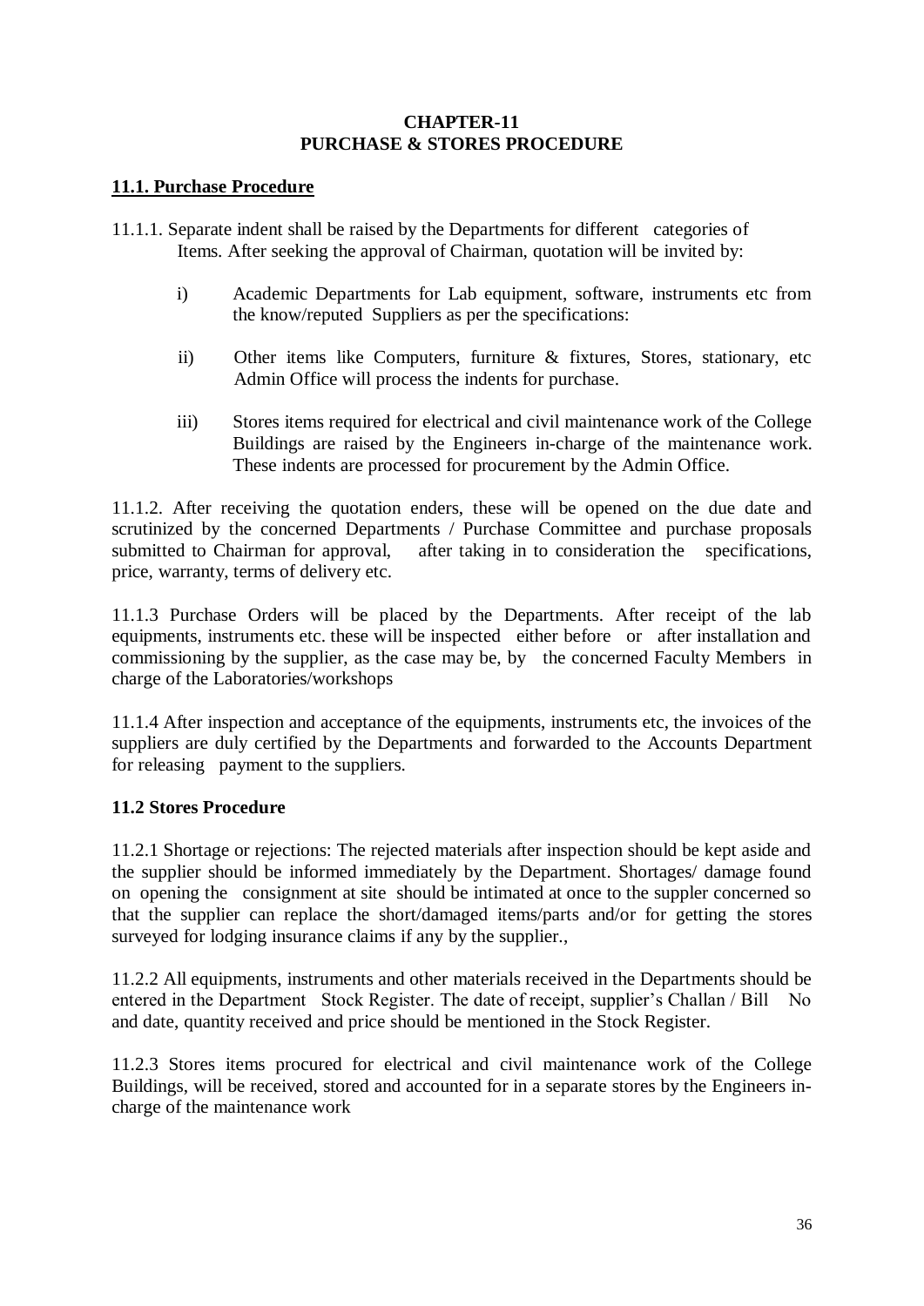# CHAPTER-11
# PURCHASE & STORES PROCEDURE

## 11.1. Purchase Procedure

11.1.1. Separate indent shall be raised by the Departments for different categories of Items. After seeking the approval of Chairman, quotation will be invited by:

i) Academic Departments for Lab equipment, software, instruments etc from the know/reputed Suppliers as per the specifications:

ii) Other items like Computers, furniture & fixtures, Stores, stationary, etc Admin Office will process the indents for purchase.

iii) Stores items required for electrical and civil maintenance work of the College Buildings are raised by the Engineers in-charge of the maintenance work. These indents are processed for procurement by the Admin Office.

11.1.2. After receiving the quotation enders, these will be opened on the due date and scrutinized by the concerned Departments / Purchase Committee and purchase proposals submitted to Chairman for approval, after taking in to consideration the specifications, price, warranty, terms of delivery etc.

11.1.3 Purchase Orders will be placed by the Departments. After receipt of the lab equipments, instruments etc. these will be inspected either before or after installation and commissioning by the supplier, as the case may be, by the concerned Faculty Members in charge of the Laboratories/workshops

11.1.4 After inspection and acceptance of the equipments, instruments etc, the invoices of the suppliers are duly certified by the Departments and forwarded to the Accounts Department for releasing payment to the suppliers.

## 11.2 Stores Procedure

11.2.1 Shortage or rejections: The rejected materials after inspection should be kept aside and the supplier should be informed immediately by the Department. Shortages/ damage found on opening the consignment at site should be intimated at once to the suppler concerned so that the supplier can replace the short/damaged items/parts and/or for getting the stores surveyed for lodging insurance claims if any by the supplier.,

11.2.2 All equipments, instruments and other materials received in the Departments should be entered in the Department Stock Register. The date of receipt, supplier's Challan / Bill No and date, quantity received and price should be mentioned in the Stock Register.

11.2.3 Stores items procured for electrical and civil maintenance work of the College Buildings, will be received, stored and accounted for in a separate stores by the Engineers in-charge of the maintenance work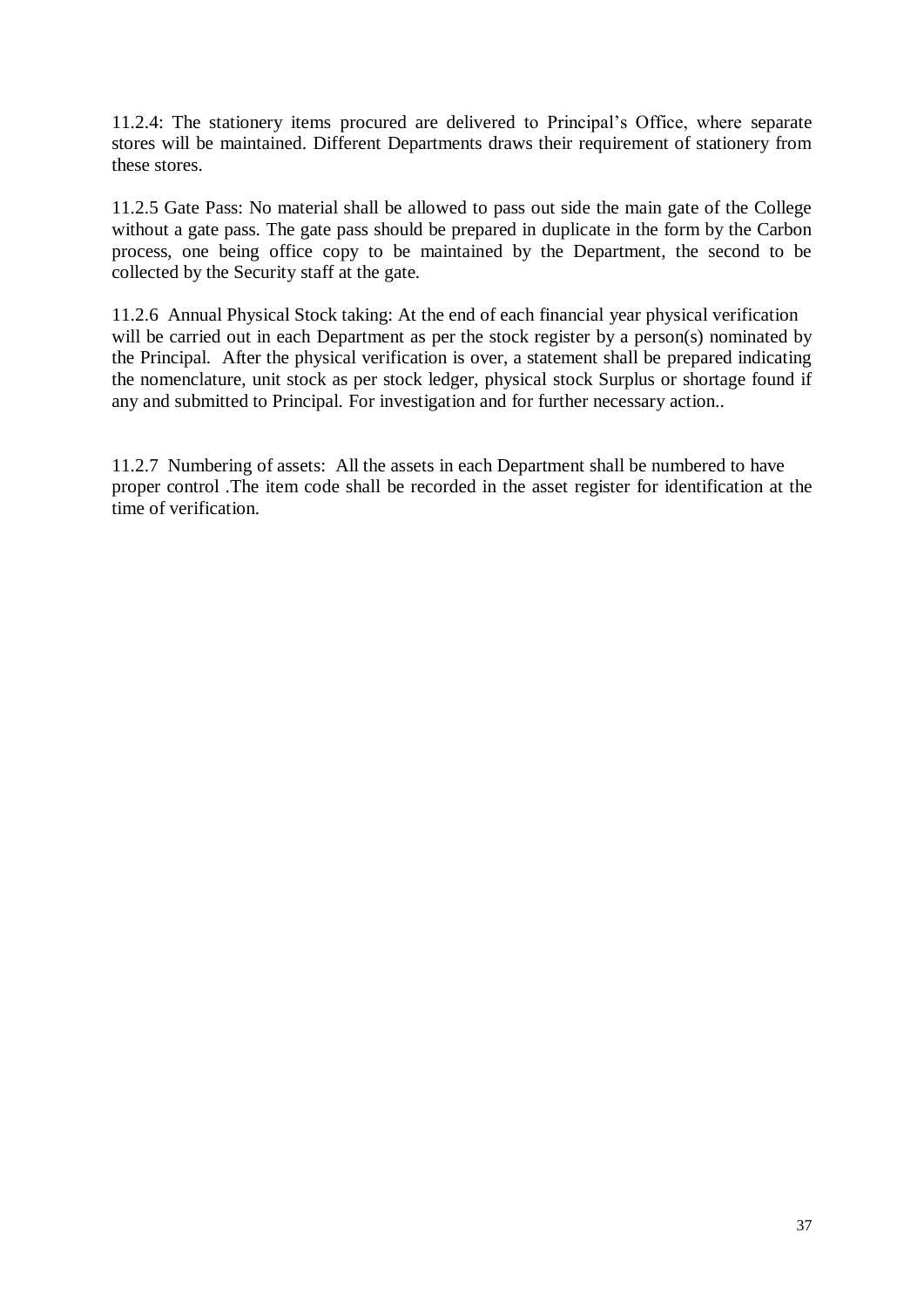11.2.4: The stationery items procured are delivered to Principal's Office, where separate stores will be maintained. Different Departments draws their requirement of stationery from these stores.

11.2.5 Gate Pass: No material shall be allowed to pass out side the main gate of the College without a gate pass. The gate pass should be prepared in duplicate in the form by the Carbon process, one being office copy to be maintained by the Department, the second to be collected by the Security staff at the gate.

11.2.6 Annual Physical Stock taking: At the end of each financial year physical verification will be carried out in each Department as per the stock register by a person(s) nominated by the Principal. After the physical verification is over, a statement shall be prepared indicating the nomenclature, unit stock as per stock ledger, physical stock Surplus or shortage found if any and submitted to Principal. For investigation and for further necessary action..

11.2.7 Numbering of assets: All the assets in each Department shall be numbered to have proper control .The item code shall be recorded in the asset register for identification at the time of verification.